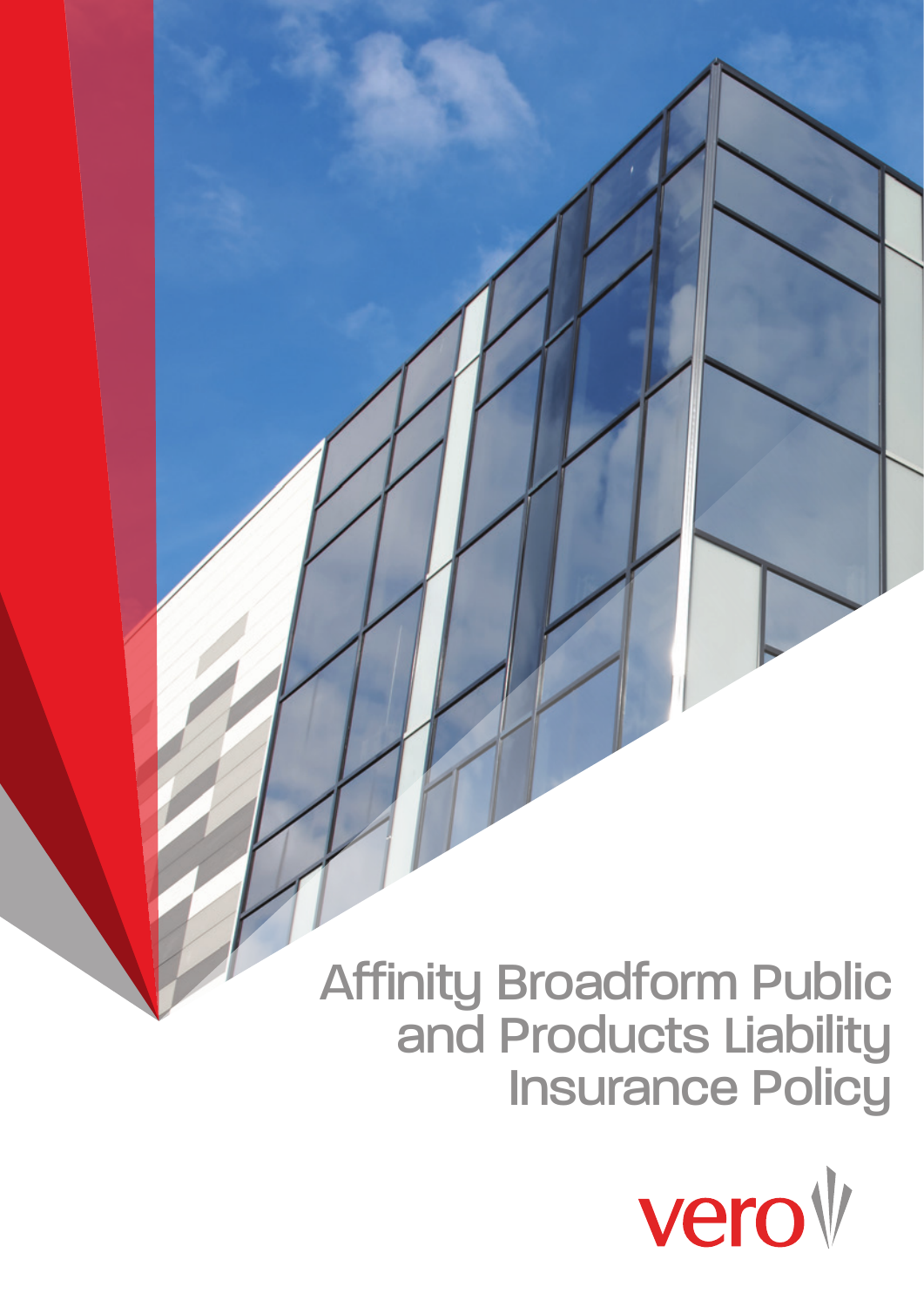# Affinity Broadform Public and Products Liability Insurance Policy

vero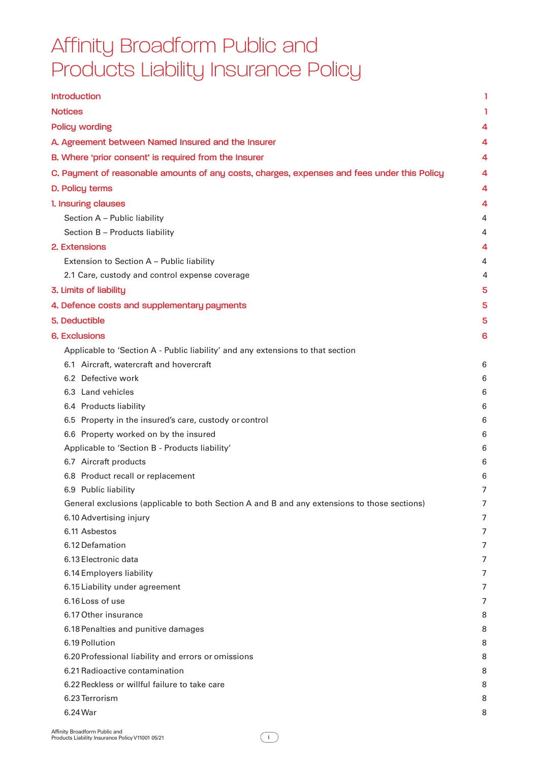# Affinity Broadform Public and Products Liability Insurance Policy

| | |
|---|---|
| Introduction | 1 |
| Notices | 1 |
| Policy wording | 4 |
| A. Agreement between Named Insured and the Insurer | 4 |
| B. Where 'prior consent' is required from the Insurer | 4 |
| C. Payment of reasonable amounts of any costs, charges, expenses and fees under this Policy | 4 |
| D. Policy terms | 4 |
| 1. Insuring clauses | 4 |
| Section A – Public liability | 4 |
| Section B – Products liability | 4 |
| 2. Extensions | 4 |
| Extension to Section A – Public liability | 4 |
| 2.1 Care, custody and control expense coverage | 4 |
| 3. Limits of liability | 5 |
| 4. Defence costs and supplementary payments | 5 |
| 5. Deductible | 5 |
| 6. Exclusions | 6 |
| Applicable to 'Section A - Public liability' and any extensions to that section | |
| 6.1 Aircraft, watercraft and hovercraft | 6 |
| 6.2 Defective work | 6 |
| 6.3 Land vehicles | 6 |
| 6.4 Products liability | 6 |
| 6.5 Property in the insured's care, custody or control | 6 |
| 6.6 Property worked on by the insured | 6 |
| Applicable to 'Section B - Products liability' | 6 |
| 6.7 Aircraft products | 6 |
| 6.8 Product recall or replacement | 6 |
| 6.9 Public liability | 7 |
| General exclusions (applicable to both Section A and B and any extensions to those sections) | 7 |
| 6.10 Advertising injury | 7 |
| 6.11 Asbestos | 7 |
| 6.12 Defamation | 7 |
| 6.13 Electronic data | 7 |
| 6.14 Employers liability | 7 |
| 6.15 Liability under agreement | 7 |
| 6.16 Loss of use | 7 |
| 6.17 Other insurance | 8 |
| 6.18 Penalties and punitive damages | 8 |
| 6.19 Pollution | 8 |
| 6.20 Professional liability and errors or omissions | 8 |
| 6.21 Radioactive contamination | 8 |
| 6.22 Reckless or willful failure to take care | 8 |
| 6.23 Terrorism | 8 |
| 6.24 War | 8 |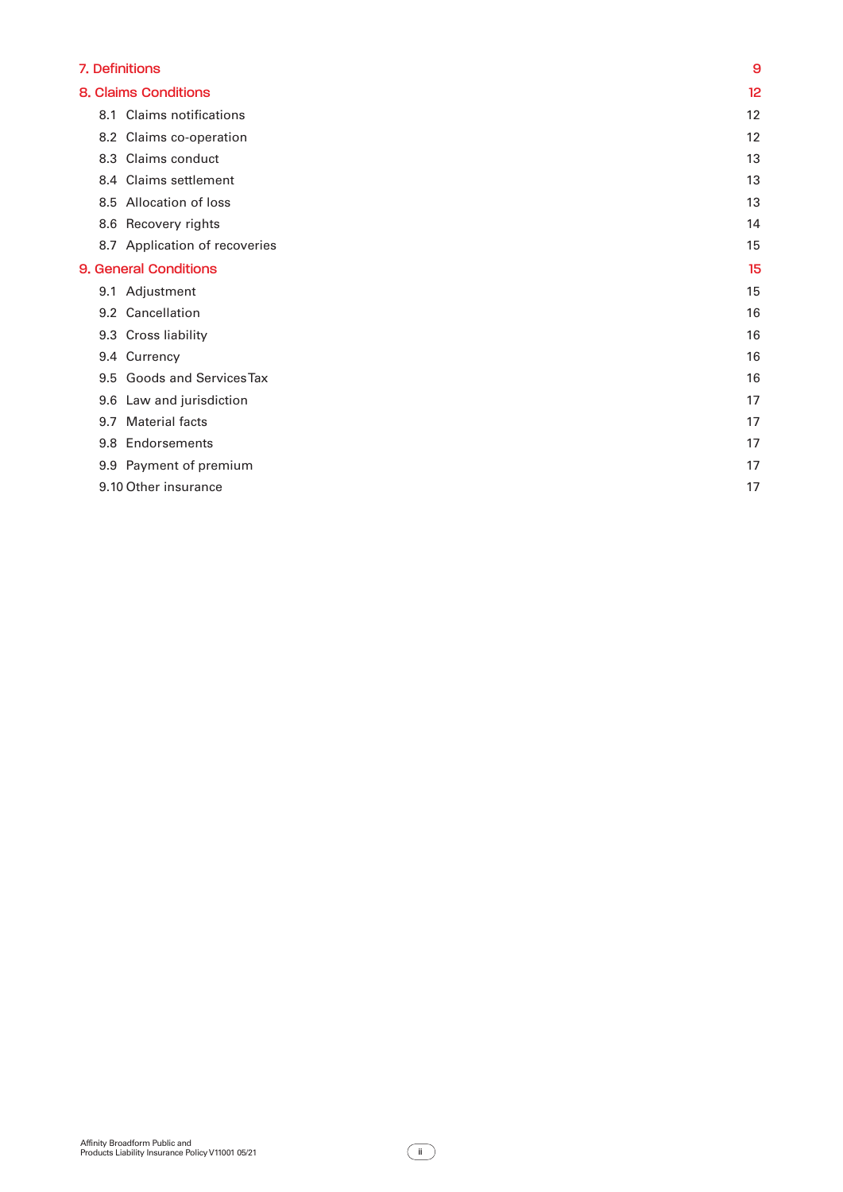| | |
|---|---|
| **7. Definitions** | **9** |
| **8. Claims Conditions** | **12** |
| 8.1 Claims notifications | 12 |
| 8.2 Claims co-operation | 12 |
| 8.3 Claims conduct | 13 |
| 8.4 Claims settlement | 13 |
| 8.5 Allocation of loss | 13 |
| 8.6 Recovery rights | 14 |
| 8.7 Application of recoveries | 15 |
| **9. General Conditions** | **15** |
| 9.1 Adjustment | 15 |
| 9.2 Cancellation | 16 |
| 9.3 Cross liability | 16 |
| 9.4 Currency | 16 |
| 9.5 Goods and Services Tax | 16 |
| 9.6 Law and jurisdiction | 17 |
| 9.7 Material facts | 17 |
| 9.8 Endorsements | 17 |
| 9.9 Payment of premium | 17 |
| 9.10 Other insurance | 17 |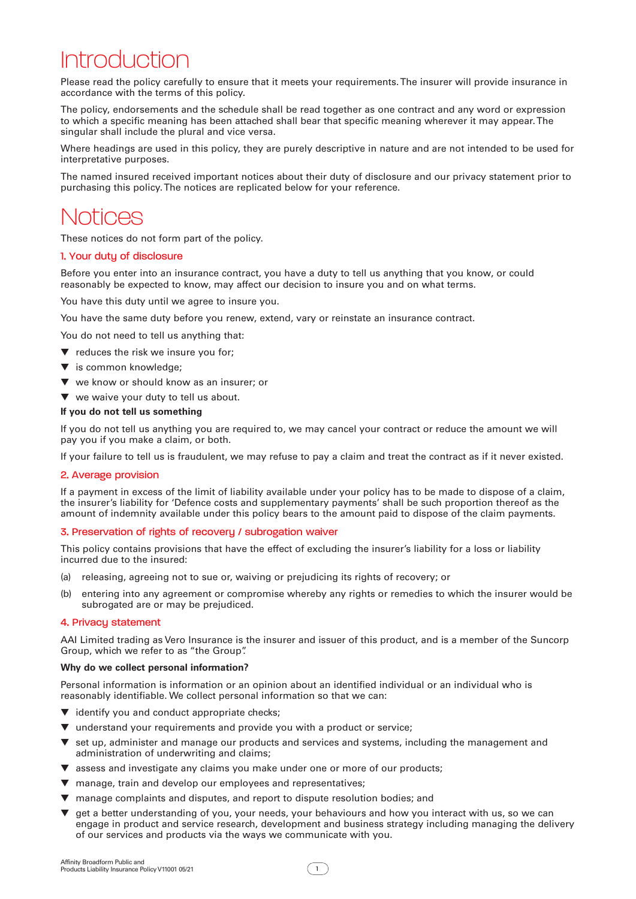# Introduction

Please read the policy carefully to ensure that it meets your requirements. The insurer will provide insurance in accordance with the terms of this policy.

The policy, endorsements and the schedule shall be read together as one contract and any word or expression to which a specific meaning has been attached shall bear that specific meaning wherever it may appear. The singular shall include the plural and vice versa.

Where headings are used in this policy, they are purely descriptive in nature and are not intended to be used for interpretative purposes.

The named insured received important notices about their duty of disclosure and our privacy statement prior to purchasing this policy. The notices are replicated below for your reference.

# Notices

These notices do not form part of the policy.

## 1. Your duty of disclosure

Before you enter into an insurance contract, you have a duty to tell us anything that you know, or could reasonably be expected to know, may affect our decision to insure you and on what terms.

You have this duty until we agree to insure you.

You have the same duty before you renew, extend, vary or reinstate an insurance contract.

You do not need to tell us anything that:

- reduces the risk we insure you for;
- is common knowledge;
- we know or should know as an insurer; or
- we waive your duty to tell us about.

**If you do not tell us something**

If you do not tell us anything you are required to, we may cancel your contract or reduce the amount we will pay you if you make a claim, or both.

If your failure to tell us is fraudulent, we may refuse to pay a claim and treat the contract as if it never existed.

## 2. Average provision

If a payment in excess of the limit of liability available under your policy has to be made to dispose of a claim, the insurer's liability for 'Defence costs and supplementary payments' shall be such proportion thereof as the amount of indemnity available under this policy bears to the amount paid to dispose of the claim payments.

## 3. Preservation of rights of recovery / subrogation waiver

This policy contains provisions that have the effect of excluding the insurer's liability for a loss or liability incurred due to the insured:

(a) releasing, agreeing not to sue or, waiving or prejudicing its rights of recovery; or

(b) entering into any agreement or compromise whereby any rights or remedies to which the insurer would be subrogated are or may be prejudiced.

## 4. Privacy statement

AAI Limited trading as Vero Insurance is the insurer and issuer of this product, and is a member of the Suncorp Group, which we refer to as "the Group".

**Why do we collect personal information?**

Personal information is information or an opinion about an identified individual or an individual who is reasonably identifiable. We collect personal information so that we can:

- identify you and conduct appropriate checks;
- understand your requirements and provide you with a product or service;
- set up, administer and manage our products and services and systems, including the management and administration of underwriting and claims;
- assess and investigate any claims you make under one or more of our products;
- manage, train and develop our employees and representatives;
- manage complaints and disputes, and report to dispute resolution bodies; and
- get a better understanding of you, your needs, your behaviours and how you interact with us, so we can engage in product and service research, development and business strategy including managing the delivery of our services and products via the ways we communicate with you.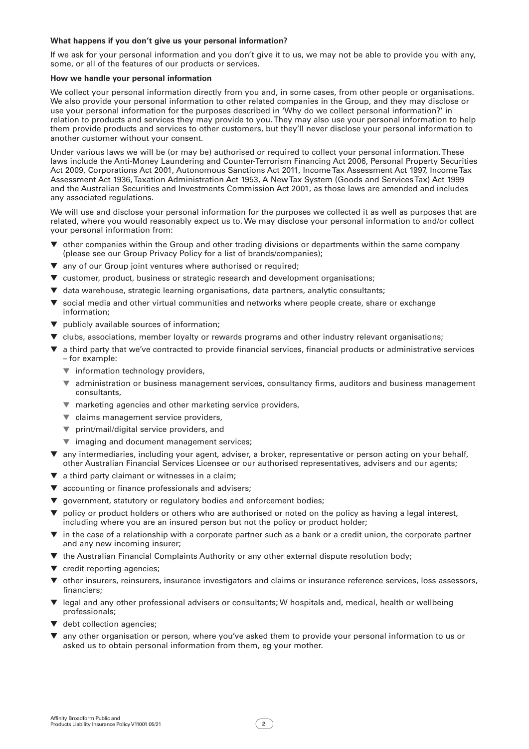**What happens if you don't give us your personal information?**

If we ask for your personal information and you don't give it to us, we may not be able to provide you with any, some, or all of the features of our products or services.

**How we handle your personal information**

We collect your personal information directly from you and, in some cases, from other people or organisations. We also provide your personal information to other related companies in the Group, and they may disclose or use your personal information for the purposes described in 'Why do we collect personal information?' in relation to products and services they may provide to you. They may also use your personal information to help them provide products and services to other customers, but they'll never disclose your personal information to another customer without your consent.

Under various laws we will be (or may be) authorised or required to collect your personal information. These laws include the Anti-Money Laundering and Counter-Terrorism Financing Act 2006, Personal Property Securities Act 2009, Corporations Act 2001, Autonomous Sanctions Act 2011, Income Tax Assessment Act 1997, Income Tax Assessment Act 1936, Taxation Administration Act 1953, A New Tax System (Goods and Services Tax) Act 1999 and the Australian Securities and Investments Commission Act 2001, as those laws are amended and includes any associated regulations.

We will use and disclose your personal information for the purposes we collected it as well as purposes that are related, where you would reasonably expect us to. We may disclose your personal information to and/or collect your personal information from:

- other companies within the Group and other trading divisions or departments within the same company (please see our Group Privacy Policy for a list of brands/companies);
- any of our Group joint ventures where authorised or required;
- customer, product, business or strategic research and development organisations;
- data warehouse, strategic learning organisations, data partners, analytic consultants;
- social media and other virtual communities and networks where people create, share or exchange information;
- publicly available sources of information;
- clubs, associations, member loyalty or rewards programs and other industry relevant organisations;
- a third party that we've contracted to provide financial services, financial products or administrative services – for example:
  - information technology providers,
  - administration or business management services, consultancy firms, auditors and business management consultants,
  - marketing agencies and other marketing service providers,
  - claims management service providers,
  - print/mail/digital service providers, and
  - imaging and document management services;
- any intermediaries, including your agent, adviser, a broker, representative or person acting on your behalf, other Australian Financial Services Licensee or our authorised representatives, advisers and our agents;
- a third party claimant or witnesses in a claim;
- accounting or finance professionals and advisers;
- government, statutory or regulatory bodies and enforcement bodies;
- policy or product holders or others who are authorised or noted on the policy as having a legal interest, including where you are an insured person but not the policy or product holder;
- in the case of a relationship with a corporate partner such as a bank or a credit union, the corporate partner and any new incoming insurer;
- the Australian Financial Complaints Authority or any other external dispute resolution body;
- credit reporting agencies;
- other insurers, reinsurers, insurance investigators and claims or insurance reference services, loss assessors, financiers;
- legal and any other professional advisers or consultants; W hospitals and, medical, health or wellbeing professionals;
- debt collection agencies;
- any other organisation or person, where you've asked them to provide your personal information to us or asked us to obtain personal information from them, eg your mother.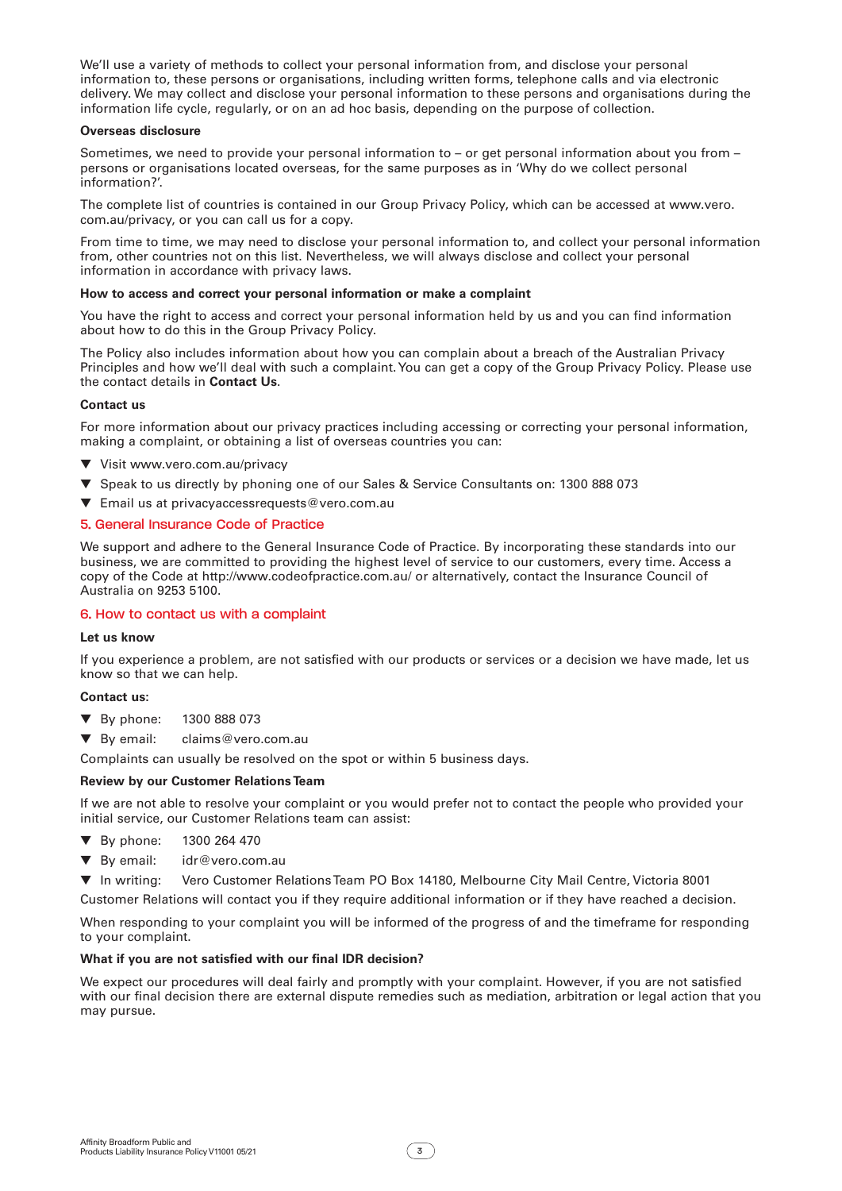We'll use a variety of methods to collect your personal information from, and disclose your personal information to, these persons or organisations, including written forms, telephone calls and via electronic delivery. We may collect and disclose your personal information to these persons and organisations during the information life cycle, regularly, or on an ad hoc basis, depending on the purpose of collection.

**Overseas disclosure**

Sometimes, we need to provide your personal information to – or get personal information about you from – persons or organisations located overseas, for the same purposes as in 'Why do we collect personal information?'.

The complete list of countries is contained in our Group Privacy Policy, which can be accessed at www.vero.com.au/privacy, or you can call us for a copy.

From time to time, we may need to disclose your personal information to, and collect your personal information from, other countries not on this list. Nevertheless, we will always disclose and collect your personal information in accordance with privacy laws.

**How to access and correct your personal information or make a complaint**

You have the right to access and correct your personal information held by us and you can find information about how to do this in the Group Privacy Policy.

The Policy also includes information about how you can complain about a breach of the Australian Privacy Principles and how we'll deal with such a complaint. You can get a copy of the Group Privacy Policy. Please use the contact details in **Contact Us**.

**Contact us**

For more information about our privacy practices including accessing or correcting your personal information, making a complaint, or obtaining a list of overseas countries you can:

- Visit www.vero.com.au/privacy
- Speak to us directly by phoning one of our Sales & Service Consultants on: 1300 888 073
- Email us at privacyaccessrequests@vero.com.au

## 5. General Insurance Code of Practice

We support and adhere to the General Insurance Code of Practice. By incorporating these standards into our business, we are committed to providing the highest level of service to our customers, every time. Access a copy of the Code at http://www.codeofpractice.com.au/ or alternatively, contact the Insurance Council of Australia on 9253 5100.

## 6. How to contact us with a complaint

**Let us know**

If you experience a problem, are not satisfied with our products or services or a decision we have made, let us know so that we can help.

**Contact us:**

- By phone: 1300 888 073
- By email: claims@vero.com.au

Complaints can usually be resolved on the spot or within 5 business days.

**Review by our Customer Relations Team**

If we are not able to resolve your complaint or you would prefer not to contact the people who provided your initial service, our Customer Relations team can assist:

- By phone: 1300 264 470
- By email: idr@vero.com.au
- In writing: Vero Customer Relations Team PO Box 14180, Melbourne City Mail Centre, Victoria 8001

Customer Relations will contact you if they require additional information or if they have reached a decision.

When responding to your complaint you will be informed of the progress of and the timeframe for responding to your complaint.

**What if you are not satisfied with our final IDR decision?**

We expect our procedures will deal fairly and promptly with your complaint. However, if you are not satisfied with our final decision there are external dispute remedies such as mediation, arbitration or legal action that you may pursue.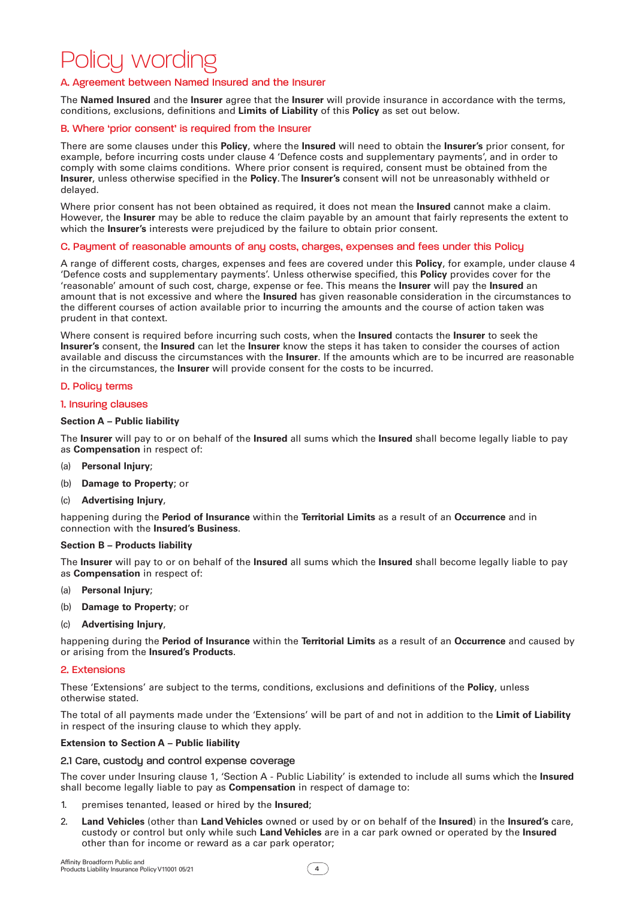# Policy wording

## A. Agreement between Named Insured and the Insurer

The **Named Insured** and the **Insurer** agree that the **Insurer** will provide insurance in accordance with the terms, conditions, exclusions, definitions and **Limits of Liability** of this **Policy** as set out below.

## B. Where 'prior consent' is required from the Insurer

There are some clauses under this **Policy**, where the **Insured** will need to obtain the **Insurer's** prior consent, for example, before incurring costs under clause 4 'Defence costs and supplementary payments', and in order to comply with some claims conditions. Where prior consent is required, consent must be obtained from the **Insurer**, unless otherwise specified in the **Policy**. The **Insurer's** consent will not be unreasonably withheld or delayed.

Where prior consent has not been obtained as required, it does not mean the **Insured** cannot make a claim. However, the **Insurer** may be able to reduce the claim payable by an amount that fairly represents the extent to which the **Insurer's** interests were prejudiced by the failure to obtain prior consent.

## C. Payment of reasonable amounts of any costs, charges, expenses and fees under this Policy

A range of different costs, charges, expenses and fees are covered under this **Policy**, for example, under clause 4 'Defence costs and supplementary payments'. Unless otherwise specified, this **Policy** provides cover for the 'reasonable' amount of such cost, charge, expense or fee. This means the **Insurer** will pay the **Insured** an amount that is not excessive and where the **Insured** has given reasonable consideration in the circumstances to the different courses of action available prior to incurring the amounts and the course of action taken was prudent in that context.

Where consent is required before incurring such costs, when the **Insured** contacts the **Insurer** to seek the **Insurer's** consent, the **Insured** can let the **Insurer** know the steps it has taken to consider the courses of action available and discuss the circumstances with the **Insurer**. If the amounts which are to be incurred are reasonable in the circumstances, the **Insurer** will provide consent for the costs to be incurred.

## D. Policy terms

## 1. Insuring clauses

**Section A – Public liability**

The **Insurer** will pay to or on behalf of the **Insured** all sums which the **Insured** shall become legally liable to pay as **Compensation** in respect of:

(a) **Personal Injury**;

(b) **Damage to Property**; or

(c) **Advertising Injury**,

happening during the **Period of Insurance** within the **Territorial Limits** as a result of an **Occurrence** and in connection with the **Insured's Business**.

**Section B – Products liability**

The **Insurer** will pay to or on behalf of the **Insured** all sums which the **Insured** shall become legally liable to pay as **Compensation** in respect of:

(a) **Personal Injury**;

(b) **Damage to Property**; or

(c) **Advertising Injury**,

happening during the **Period of Insurance** within the **Territorial Limits** as a result of an **Occurrence** and caused by or arising from the **Insured's Products**.

## 2. Extensions

These 'Extensions' are subject to the terms, conditions, exclusions and definitions of the **Policy**, unless otherwise stated.

The total of all payments made under the 'Extensions' will be part of and not in addition to the **Limit of Liability** in respect of the insuring clause to which they apply.

**Extension to Section A – Public liability**

### 2.1 Care, custody and control expense coverage

The cover under Insuring clause 1, 'Section A - Public Liability' is extended to include all sums which the **Insured** shall become legally liable to pay as **Compensation** in respect of damage to:

1. premises tenanted, leased or hired by the **Insured**;
2. **Land Vehicles** (other than **Land Vehicles** owned or used by or on behalf of the **Insured**) in the **Insured's** care, custody or control but only while such **Land Vehicles** are in a car park owned or operated by the **Insured** other than for income or reward as a car park operator;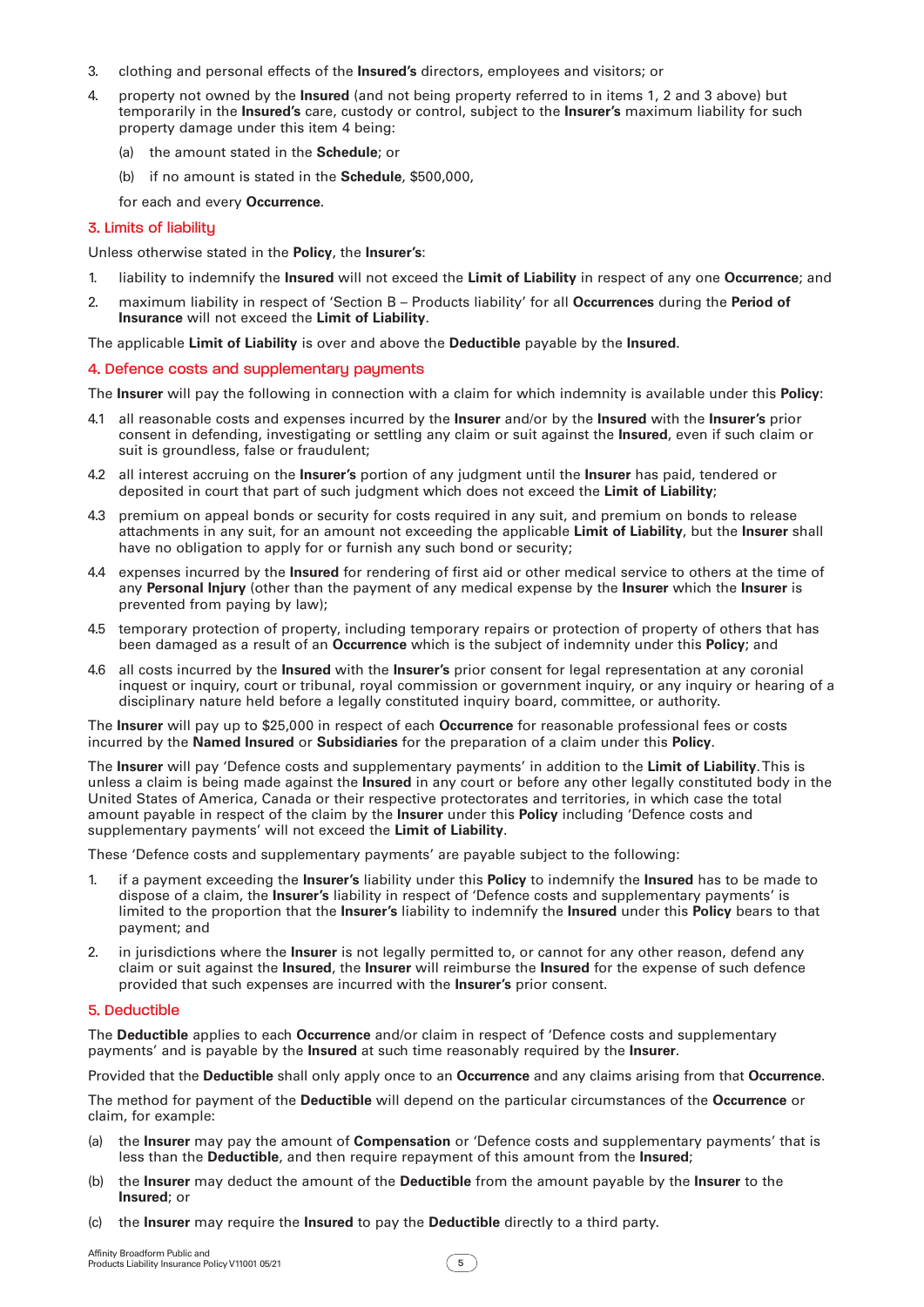3. clothing and personal effects of the **Insured's** directors, employees and visitors; or
4. property not owned by the **Insured** (and not being property referred to in items 1, 2 and 3 above) but temporarily in the **Insured's** care, custody or control, subject to the **Insurer's** maximum liability for such property damage under this item 4 being:
   (a) the amount stated in the **Schedule**; or
   (b) if no amount is stated in the **Schedule**, $500,000,

   for each and every **Occurrence**.

## 3. Limits of liability

Unless otherwise stated in the **Policy**, the **Insurer's**:

1. liability to indemnify the **Insured** will not exceed the **Limit of Liability** in respect of any one **Occurrence**; and
2. maximum liability in respect of 'Section B – Products liability' for all **Occurrences** during the **Period of Insurance** will not exceed the **Limit of Liability**.

The applicable **Limit of Liability** is over and above the **Deductible** payable by the **Insured**.

## 4. Defence costs and supplementary payments

The **Insurer** will pay the following in connection with a claim for which indemnity is available under this **Policy**:

4.1 all reasonable costs and expenses incurred by the **Insurer** and/or by the **Insured** with the **Insurer's** prior consent in defending, investigating or settling any claim or suit against the **Insured**, even if such claim or suit is groundless, false or fraudulent;

4.2 all interest accruing on the **Insurer's** portion of any judgment until the **Insurer** has paid, tendered or deposited in court that part of such judgment which does not exceed the **Limit of Liability**;

4.3 premium on appeal bonds or security for costs required in any suit, and premium on bonds to release attachments in any suit, for an amount not exceeding the applicable **Limit of Liability**, but the **Insurer** shall have no obligation to apply for or furnish any such bond or security;

4.4 expenses incurred by the **Insured** for rendering of first aid or other medical service to others at the time of any **Personal Injury** (other than the payment of any medical expense by the **Insurer** which the **Insurer** is prevented from paying by law);

4.5 temporary protection of property, including temporary repairs or protection of property of others that has been damaged as a result of an **Occurrence** which is the subject of indemnity under this **Policy**; and

4.6 all costs incurred by the **Insured** with the **Insurer's** prior consent for legal representation at any coronial inquest or inquiry, court or tribunal, royal commission or government inquiry, or any inquiry or hearing of a disciplinary nature held before a legally constituted inquiry board, committee, or authority.

The **Insurer** will pay up to $25,000 in respect of each **Occurrence** for reasonable professional fees or costs incurred by the **Named Insured** or **Subsidiaries** for the preparation of a claim under this **Policy**.

The **Insurer** will pay 'Defence costs and supplementary payments' in addition to the **Limit of Liability**. This is unless a claim is being made against the **Insured** in any court or before any other legally constituted body in the United States of America, Canada or their respective protectorates and territories, in which case the total amount payable in respect of the claim by the **Insurer** under this **Policy** including 'Defence costs and supplementary payments' will not exceed the **Limit of Liability**.

These 'Defence costs and supplementary payments' are payable subject to the following:

1. if a payment exceeding the **Insurer's** liability under this **Policy** to indemnify the **Insured** has to be made to dispose of a claim, the **Insurer's** liability in respect of 'Defence costs and supplementary payments' is limited to the proportion that the **Insurer's** liability to indemnify the **Insured** under this **Policy** bears to that payment; and
2. in jurisdictions where the **Insurer** is not legally permitted to, or cannot for any other reason, defend any claim or suit against the **Insured**, the **Insurer** will reimburse the **Insured** for the expense of such defence provided that such expenses are incurred with the **Insurer's** prior consent.

## 5. Deductible

The **Deductible** applies to each **Occurrence** and/or claim in respect of 'Defence costs and supplementary payments' and is payable by the **Insured** at such time reasonably required by the **Insurer**.

Provided that the **Deductible** shall only apply once to an **Occurrence** and any claims arising from that **Occurrence**.

The method for payment of the **Deductible** will depend on the particular circumstances of the **Occurrence** or claim, for example:

(a) the **Insurer** may pay the amount of **Compensation** or 'Defence costs and supplementary payments' that is less than the **Deductible**, and then require repayment of this amount from the **Insured**;

(b) the **Insurer** may deduct the amount of the **Deductible** from the amount payable by the **Insurer** to the **Insured**; or

(c) the **Insurer** may require the **Insured** to pay the **Deductible** directly to a third party.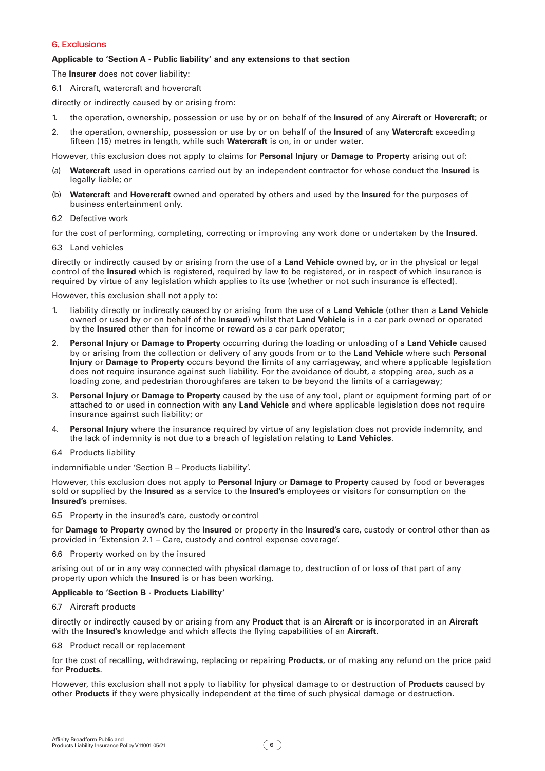## 6. Exclusions

**Applicable to 'Section A - Public liability' and any extensions to that section**

The **Insurer** does not cover liability:

6.1 Aircraft, watercraft and hovercraft

directly or indirectly caused by or arising from:

1. the operation, ownership, possession or use by or on behalf of the **Insured** of any **Aircraft** or **Hovercraft**; or
2. the operation, ownership, possession or use by or on behalf of the **Insured** of any **Watercraft** exceeding fifteen (15) metres in length, while such **Watercraft** is on, in or under water.

However, this exclusion does not apply to claims for **Personal Injury** or **Damage to Property** arising out of:

(a) **Watercraft** used in operations carried out by an independent contractor for whose conduct the **Insured** is legally liable; or

(b) **Watercraft** and **Hovercraft** owned and operated by others and used by the **Insured** for the purposes of business entertainment only.

6.2 Defective work

for the cost of performing, completing, correcting or improving any work done or undertaken by the **Insured**.

6.3 Land vehicles

directly or indirectly caused by or arising from the use of a **Land Vehicle** owned by, or in the physical or legal control of the **Insured** which is registered, required by law to be registered, or in respect of which insurance is required by virtue of any legislation which applies to its use (whether or not such insurance is effected).

However, this exclusion shall not apply to:

1. liability directly or indirectly caused by or arising from the use of a **Land Vehicle** (other than a **Land Vehicle** owned or used by or on behalf of the **Insured**) whilst that **Land Vehicle** is in a car park owned or operated by the **Insured** other than for income or reward as a car park operator;
2. **Personal Injury** or **Damage to Property** occurring during the loading or unloading of a **Land Vehicle** caused by or arising from the collection or delivery of any goods from or to the **Land Vehicle** where such **Personal Injury** or **Damage to Property** occurs beyond the limits of any carriageway, and where applicable legislation does not require insurance against such liability. For the avoidance of doubt, a stopping area, such as a loading zone, and pedestrian thoroughfares are taken to be beyond the limits of a carriageway;
3. **Personal Injury** or **Damage to Property** caused by the use of any tool, plant or equipment forming part of or attached to or used in connection with any **Land Vehicle** and where applicable legislation does not require insurance against such liability; or
4. **Personal Injury** where the insurance required by virtue of any legislation does not provide indemnity, and the lack of indemnity is not due to a breach of legislation relating to **Land Vehicles**.

6.4 Products liability

indemnifiable under 'Section B – Products liability'.

However, this exclusion does not apply to **Personal Injury** or **Damage to Property** caused by food or beverages sold or supplied by the **Insured** as a service to the **Insured's** employees or visitors for consumption on the **Insured's** premises.

6.5 Property in the insured's care, custody or control

for **Damage to Property** owned by the **Insured** or property in the **Insured's** care, custody or control other than as provided in 'Extension 2.1 – Care, custody and control expense coverage'.

6.6 Property worked on by the insured

arising out of or in any way connected with physical damage to, destruction of or loss of that part of any property upon which the **Insured** is or has been working.

**Applicable to 'Section B - Products Liability'**

6.7 Aircraft products

directly or indirectly caused by or arising from any **Product** that is an **Aircraft** or is incorporated in an **Aircraft** with the **Insured's** knowledge and which affects the flying capabilities of an **Aircraft**.

6.8 Product recall or replacement

for the cost of recalling, withdrawing, replacing or repairing **Products**, or of making any refund on the price paid for **Products**.

However, this exclusion shall not apply to liability for physical damage to or destruction of **Products** caused by other **Products** if they were physically independent at the time of such physical damage or destruction.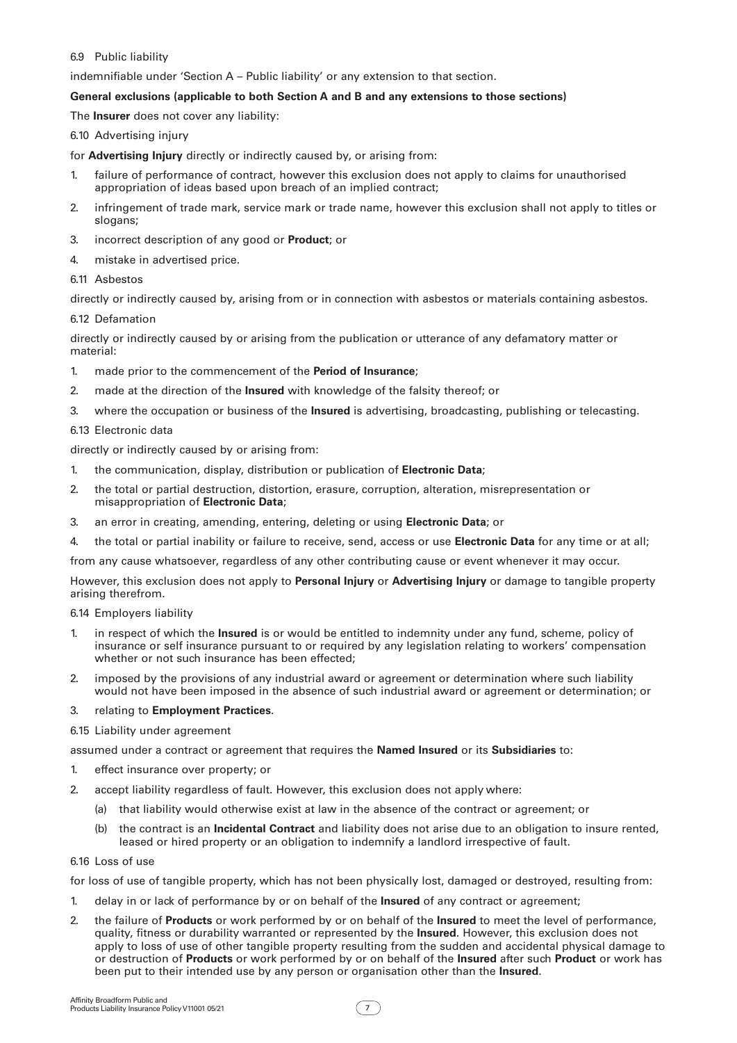6.9 Public liability

indemnifiable under 'Section A – Public liability' or any extension to that section.

**General exclusions (applicable to both Section A and B and any extensions to those sections)**

The **Insurer** does not cover any liability:

6.10 Advertising injury

for **Advertising Injury** directly or indirectly caused by, or arising from:

1. failure of performance of contract, however this exclusion does not apply to claims for unauthorised appropriation of ideas based upon breach of an implied contract;
2. infringement of trade mark, service mark or trade name, however this exclusion shall not apply to titles or slogans;
3. incorrect description of any good or **Product**; or
4. mistake in advertised price.

6.11 Asbestos

directly or indirectly caused by, arising from or in connection with asbestos or materials containing asbestos.

6.12 Defamation

directly or indirectly caused by or arising from the publication or utterance of any defamatory matter or material:

1. made prior to the commencement of the **Period of Insurance**;
2. made at the direction of the **Insured** with knowledge of the falsity thereof; or
3. where the occupation or business of the **Insured** is advertising, broadcasting, publishing or telecasting.

6.13 Electronic data

directly or indirectly caused by or arising from:

1. the communication, display, distribution or publication of **Electronic Data**;
2. the total or partial destruction, distortion, erasure, corruption, alteration, misrepresentation or misappropriation of **Electronic Data**;
3. an error in creating, amending, entering, deleting or using **Electronic Data**; or
4. the total or partial inability or failure to receive, send, access or use **Electronic Data** for any time or at all;

from any cause whatsoever, regardless of any other contributing cause or event whenever it may occur.

However, this exclusion does not apply to **Personal Injury** or **Advertising Injury** or damage to tangible property arising therefrom.

6.14 Employers liability

1. in respect of which the **Insured** is or would be entitled to indemnity under any fund, scheme, policy of insurance or self insurance pursuant to or required by any legislation relating to workers' compensation whether or not such insurance has been effected;
2. imposed by the provisions of any industrial award or agreement or determination where such liability would not have been imposed in the absence of such industrial award or agreement or determination; or
3. relating to **Employment Practices**.

6.15 Liability under agreement

assumed under a contract or agreement that requires the **Named Insured** or its **Subsidiaries** to:

1. effect insurance over property; or
2. accept liability regardless of fault. However, this exclusion does not apply where:
   (a) that liability would otherwise exist at law in the absence of the contract or agreement; or
   (b) the contract is an **Incidental Contract** and liability does not arise due to an obligation to insure rented, leased or hired property or an obligation to indemnify a landlord irrespective of fault.

6.16 Loss of use

for loss of use of tangible property, which has not been physically lost, damaged or destroyed, resulting from:

1. delay in or lack of performance by or on behalf of the **Insured** of any contract or agreement;
2. the failure of **Products** or work performed by or on behalf of the **Insured** to meet the level of performance, quality, fitness or durability warranted or represented by the **Insured**. However, this exclusion does not apply to loss of use of other tangible property resulting from the sudden and accidental physical damage to or destruction of **Products** or work performed by or on behalf of the **Insured** after such **Product** or work has been put to their intended use by any person or organisation other than the **Insured**.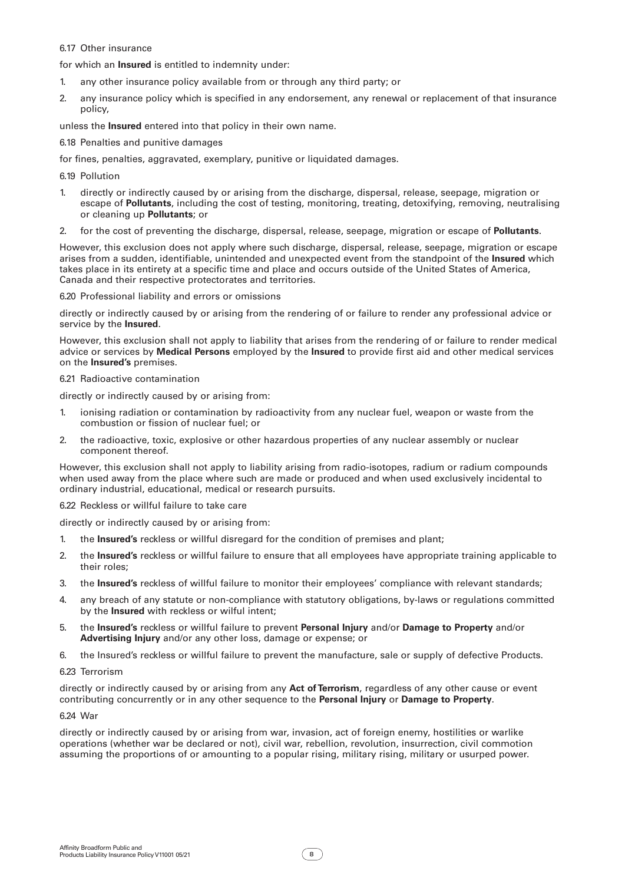6.17 Other insurance

for which an **Insured** is entitled to indemnity under:

1. any other insurance policy available from or through any third party; or
2. any insurance policy which is specified in any endorsement, any renewal or replacement of that insurance policy,

unless the **Insured** entered into that policy in their own name.

6.18 Penalties and punitive damages

for fines, penalties, aggravated, exemplary, punitive or liquidated damages.

6.19 Pollution

1. directly or indirectly caused by or arising from the discharge, dispersal, release, seepage, migration or escape of **Pollutants**, including the cost of testing, monitoring, treating, detoxifying, removing, neutralising or cleaning up **Pollutants**; or
2. for the cost of preventing the discharge, dispersal, release, seepage, migration or escape of **Pollutants**.

However, this exclusion does not apply where such discharge, dispersal, release, seepage, migration or escape arises from a sudden, identifiable, unintended and unexpected event from the standpoint of the **Insured** which takes place in its entirety at a specific time and place and occurs outside of the United States of America, Canada and their respective protectorates and territories.

6.20 Professional liability and errors or omissions

directly or indirectly caused by or arising from the rendering of or failure to render any professional advice or service by the **Insured**.

However, this exclusion shall not apply to liability that arises from the rendering of or failure to render medical advice or services by **Medical Persons** employed by the **Insured** to provide first aid and other medical services on the **Insured's** premises.

6.21 Radioactive contamination

directly or indirectly caused by or arising from:

1. ionising radiation or contamination by radioactivity from any nuclear fuel, weapon or waste from the combustion or fission of nuclear fuel; or
2. the radioactive, toxic, explosive or other hazardous properties of any nuclear assembly or nuclear component thereof.

However, this exclusion shall not apply to liability arising from radio-isotopes, radium or radium compounds when used away from the place where such are made or produced and when used exclusively incidental to ordinary industrial, educational, medical or research pursuits.

6.22 Reckless or willful failure to take care

directly or indirectly caused by or arising from:

1. the **Insured's** reckless or willful disregard for the condition of premises and plant;
2. the **Insured's** reckless or willful failure to ensure that all employees have appropriate training applicable to their roles;
3. the **Insured's** reckless of willful failure to monitor their employees' compliance with relevant standards;
4. any breach of any statute or non-compliance with statutory obligations, by-laws or regulations committed by the **Insured** with reckless or wilful intent;
5. the **Insured's** reckless or willful failure to prevent **Personal Injury** and/or **Damage to Property** and/or **Advertising Injury** and/or any other loss, damage or expense; or
6. the Insured's reckless or willful failure to prevent the manufacture, sale or supply of defective Products.

6.23 Terrorism

directly or indirectly caused by or arising from any **Act of Terrorism**, regardless of any other cause or event contributing concurrently or in any other sequence to the **Personal Injury** or **Damage to Property**.

6.24 War

directly or indirectly caused by or arising from war, invasion, act of foreign enemy, hostilities or warlike operations (whether war be declared or not), civil war, rebellion, revolution, insurrection, civil commotion assuming the proportions of or amounting to a popular rising, military rising, military or usurped power.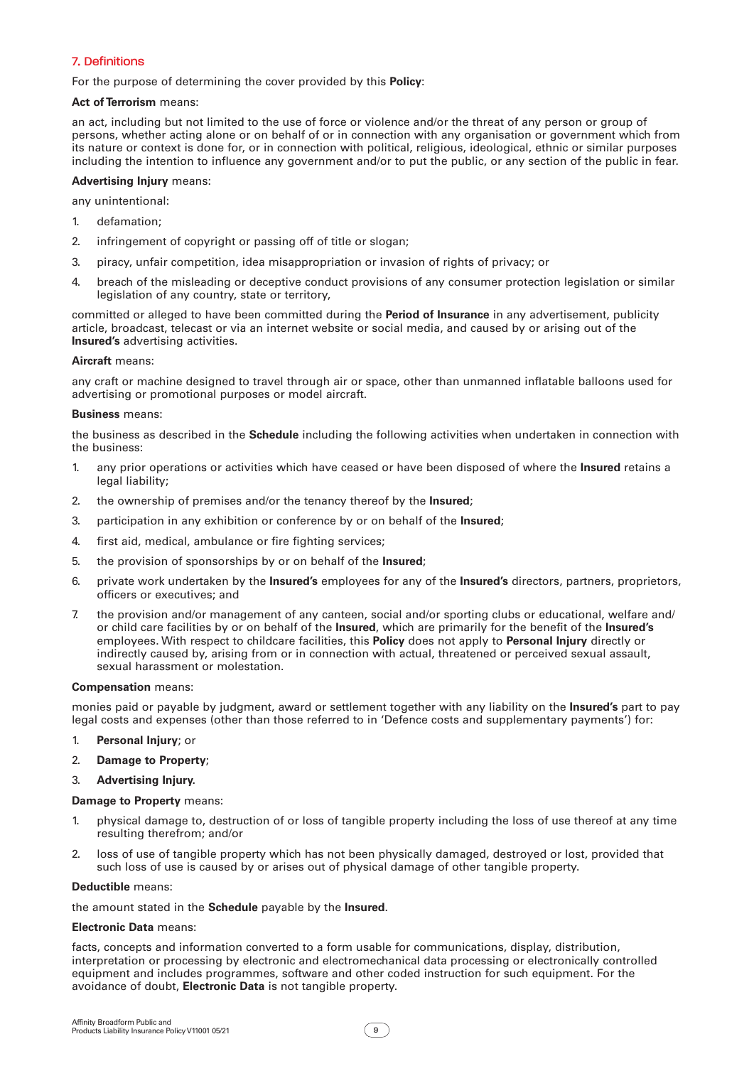## 7. Definitions

For the purpose of determining the cover provided by this **Policy**:

**Act of Terrorism** means:

an act, including but not limited to the use of force or violence and/or the threat of any person or group of persons, whether acting alone or on behalf of or in connection with any organisation or government which from its nature or context is done for, or in connection with political, religious, ideological, ethnic or similar purposes including the intention to influence any government and/or to put the public, or any section of the public in fear.

**Advertising Injury** means:

any unintentional:

1. defamation;
2. infringement of copyright or passing off of title or slogan;
3. piracy, unfair competition, idea misappropriation or invasion of rights of privacy; or
4. breach of the misleading or deceptive conduct provisions of any consumer protection legislation or similar legislation of any country, state or territory,

committed or alleged to have been committed during the **Period of Insurance** in any advertisement, publicity article, broadcast, telecast or via an internet website or social media, and caused by or arising out of the **Insured's** advertising activities.

**Aircraft** means:

any craft or machine designed to travel through air or space, other than unmanned inflatable balloons used for advertising or promotional purposes or model aircraft.

**Business** means:

the business as described in the **Schedule** including the following activities when undertaken in connection with the business:

1. any prior operations or activities which have ceased or have been disposed of where the **Insured** retains a legal liability;
2. the ownership of premises and/or the tenancy thereof by the **Insured**;
3. participation in any exhibition or conference by or on behalf of the **Insured**;
4. first aid, medical, ambulance or fire fighting services;
5. the provision of sponsorships by or on behalf of the **Insured**;
6. private work undertaken by the **Insured's** employees for any of the **Insured's** directors, partners, proprietors, officers or executives; and
7. the provision and/or management of any canteen, social and/or sporting clubs or educational, welfare and/or child care facilities by or on behalf of the **Insured**, which are primarily for the benefit of the **Insured's** employees. With respect to childcare facilities, this **Policy** does not apply to **Personal Injury** directly or indirectly caused by, arising from or in connection with actual, threatened or perceived sexual assault, sexual harassment or molestation.

**Compensation** means:

monies paid or payable by judgment, award or settlement together with any liability on the **Insured's** part to pay legal costs and expenses (other than those referred to in 'Defence costs and supplementary payments') for:

1. **Personal Injury**; or
2. **Damage to Property**;
3. **Advertising Injury**.

**Damage to Property** means:

1. physical damage to, destruction of or loss of tangible property including the loss of use thereof at any time resulting therefrom; and/or
2. loss of use of tangible property which has not been physically damaged, destroyed or lost, provided that such loss of use is caused by or arises out of physical damage of other tangible property.

**Deductible** means:

the amount stated in the **Schedule** payable by the **Insured**.

**Electronic Data** means:

facts, concepts and information converted to a form usable for communications, display, distribution, interpretation or processing by electronic and electromechanical data processing or electronically controlled equipment and includes programmes, software and other coded instruction for such equipment. For the avoidance of doubt, **Electronic Data** is not tangible property.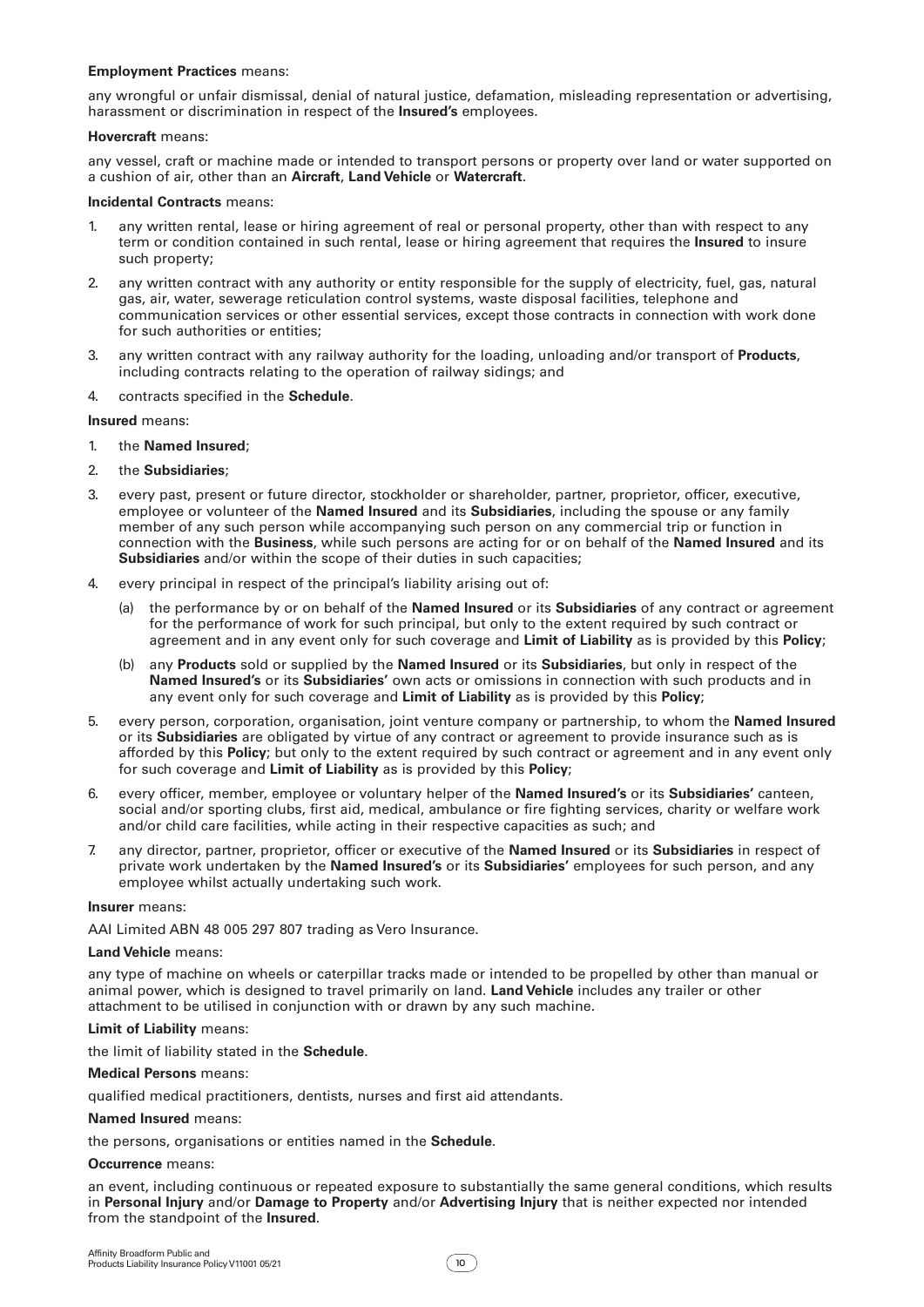**Employment Practices** means:

any wrongful or unfair dismissal, denial of natural justice, defamation, misleading representation or advertising, harassment or discrimination in respect of the **Insured's** employees.

**Hovercraft** means:

any vessel, craft or machine made or intended to transport persons or property over land or water supported on a cushion of air, other than an **Aircraft**, **Land Vehicle** or **Watercraft**.

**Incidental Contracts** means:

1. any written rental, lease or hiring agreement of real or personal property, other than with respect to any term or condition contained in such rental, lease or hiring agreement that requires the **Insured** to insure such property;
2. any written contract with any authority or entity responsible for the supply of electricity, fuel, gas, natural gas, air, water, sewerage reticulation control systems, waste disposal facilities, telephone and communication services or other essential services, except those contracts in connection with work done for such authorities or entities;
3. any written contract with any railway authority for the loading, unloading and/or transport of **Products**, including contracts relating to the operation of railway sidings; and
4. contracts specified in the **Schedule**.

**Insured** means:

1. the **Named Insured**;
2. the **Subsidiaries**;
3. every past, present or future director, stockholder or shareholder, partner, proprietor, officer, executive, employee or volunteer of the **Named Insured** and its **Subsidiaries**, including the spouse or any family member of any such person while accompanying such person on any commercial trip or function in connection with the **Business**, while such persons are acting for or on behalf of the **Named Insured** and its **Subsidiaries** and/or within the scope of their duties in such capacities;
4. every principal in respect of the principal's liability arising out of:
   (a) the performance by or on behalf of the **Named Insured** or its **Subsidiaries** of any contract or agreement for the performance of work for such principal, but only to the extent required by such contract or agreement and in any event only for such coverage and **Limit of Liability** as is provided by this **Policy**;
   (b) any **Products** sold or supplied by the **Named Insured** or its **Subsidiaries**, but only in respect of the **Named Insured's** or its **Subsidiaries'** own acts or omissions in connection with such products and in any event only for such coverage and **Limit of Liability** as is provided by this **Policy**;
5. every person, corporation, organisation, joint venture company or partnership, to whom the **Named Insured** or its **Subsidiaries** are obligated by virtue of any contract or agreement to provide insurance such as is afforded by this **Policy**; but only to the extent required by such contract or agreement and in any event only for such coverage and **Limit of Liability** as is provided by this **Policy**;
6. every officer, member, employee or voluntary helper of the **Named Insured's** or its **Subsidiaries'** canteen, social and/or sporting clubs, first aid, medical, ambulance or fire fighting services, charity or welfare work and/or child care facilities, while acting in their respective capacities as such; and
7. any director, partner, proprietor, officer or executive of the **Named Insured** or its **Subsidiaries** in respect of private work undertaken by the **Named Insured's** or its **Subsidiaries'** employees for such person, and any employee whilst actually undertaking such work.

**Insurer** means:

AAI Limited ABN 48 005 297 807 trading as Vero Insurance.

**Land Vehicle** means:

any type of machine on wheels or caterpillar tracks made or intended to be propelled by other than manual or animal power, which is designed to travel primarily on land. **Land Vehicle** includes any trailer or other attachment to be utilised in conjunction with or drawn by any such machine.

**Limit of Liability** means:

the limit of liability stated in the **Schedule**.

**Medical Persons** means:

qualified medical practitioners, dentists, nurses and first aid attendants.

**Named Insured** means:

the persons, organisations or entities named in the **Schedule**.

**Occurrence** means:

an event, including continuous or repeated exposure to substantially the same general conditions, which results in **Personal Injury** and/or **Damage to Property** and/or **Advertising Injury** that is neither expected nor intended from the standpoint of the **Insured**.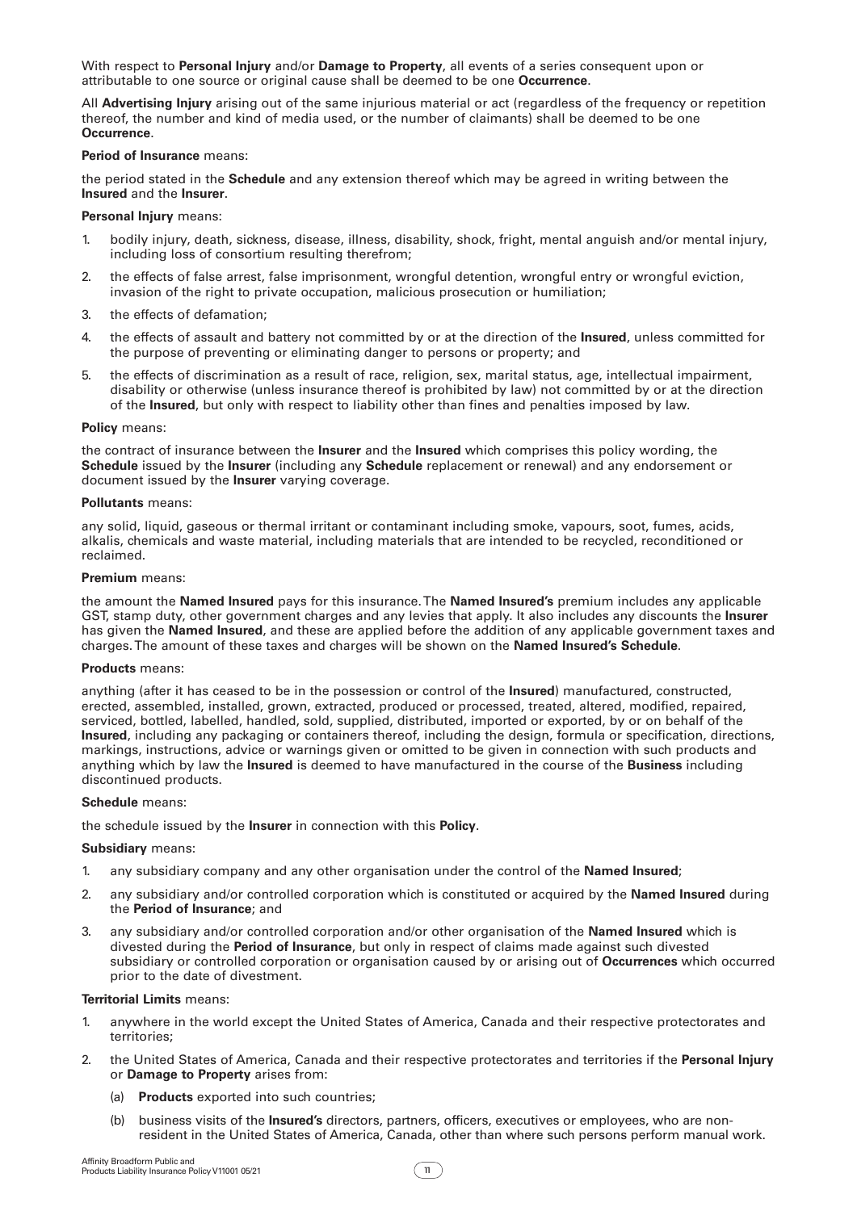With respect to **Personal Injury** and/or **Damage to Property**, all events of a series consequent upon or attributable to one source or original cause shall be deemed to be one **Occurrence**.

All **Advertising Injury** arising out of the same injurious material or act (regardless of the frequency or repetition thereof, the number and kind of media used, or the number of claimants) shall be deemed to be one **Occurrence**.

**Period of Insurance** means:

the period stated in the **Schedule** and any extension thereof which may be agreed in writing between the **Insured** and the **Insurer**.

**Personal Injury** means:

1. bodily injury, death, sickness, disease, illness, disability, shock, fright, mental anguish and/or mental injury, including loss of consortium resulting therefrom;
2. the effects of false arrest, false imprisonment, wrongful detention, wrongful entry or wrongful eviction, invasion of the right to private occupation, malicious prosecution or humiliation;
3. the effects of defamation;
4. the effects of assault and battery not committed by or at the direction of the **Insured**, unless committed for the purpose of preventing or eliminating danger to persons or property; and
5. the effects of discrimination as a result of race, religion, sex, marital status, age, intellectual impairment, disability or otherwise (unless insurance thereof is prohibited by law) not committed by or at the direction of the **Insured**, but only with respect to liability other than fines and penalties imposed by law.

**Policy** means:

the contract of insurance between the **Insurer** and the **Insured** which comprises this policy wording, the **Schedule** issued by the **Insurer** (including any **Schedule** replacement or renewal) and any endorsement or document issued by the **Insurer** varying coverage.

**Pollutants** means:

any solid, liquid, gaseous or thermal irritant or contaminant including smoke, vapours, soot, fumes, acids, alkalis, chemicals and waste material, including materials that are intended to be recycled, reconditioned or reclaimed.

**Premium** means:

the amount the **Named Insured** pays for this insurance. The **Named Insured's** premium includes any applicable GST, stamp duty, other government charges and any levies that apply. It also includes any discounts the **Insurer** has given the **Named Insured**, and these are applied before the addition of any applicable government taxes and charges. The amount of these taxes and charges will be shown on the **Named Insured's Schedule**.

**Products** means:

anything (after it has ceased to be in the possession or control of the **Insured**) manufactured, constructed, erected, assembled, installed, grown, extracted, produced or processed, treated, altered, modified, repaired, serviced, bottled, labelled, handled, sold, supplied, distributed, imported or exported, by or on behalf of the **Insured**, including any packaging or containers thereof, including the design, formula or specification, directions, markings, instructions, advice or warnings given or omitted to be given in connection with such products and anything which by law the **Insured** is deemed to have manufactured in the course of the **Business** including discontinued products.

**Schedule** means:

the schedule issued by the **Insurer** in connection with this **Policy**.

**Subsidiary** means:

1. any subsidiary company and any other organisation under the control of the **Named Insured**;
2. any subsidiary and/or controlled corporation which is constituted or acquired by the **Named Insured** during the **Period of Insurance**; and
3. any subsidiary and/or controlled corporation and/or other organisation of the **Named Insured** which is divested during the **Period of Insurance**, but only in respect of claims made against such divested subsidiary or controlled corporation or organisation caused by or arising out of **Occurrences** which occurred prior to the date of divestment.

**Territorial Limits** means:

1. anywhere in the world except the United States of America, Canada and their respective protectorates and territories;
2. the United States of America, Canada and their respective protectorates and territories if the **Personal Injury** or **Damage to Property** arises from:
   (a) **Products** exported into such countries;
   (b) business visits of the **Insured's** directors, partners, officers, executives or employees, who are non-resident in the United States of America, Canada, other than where such persons perform manual work.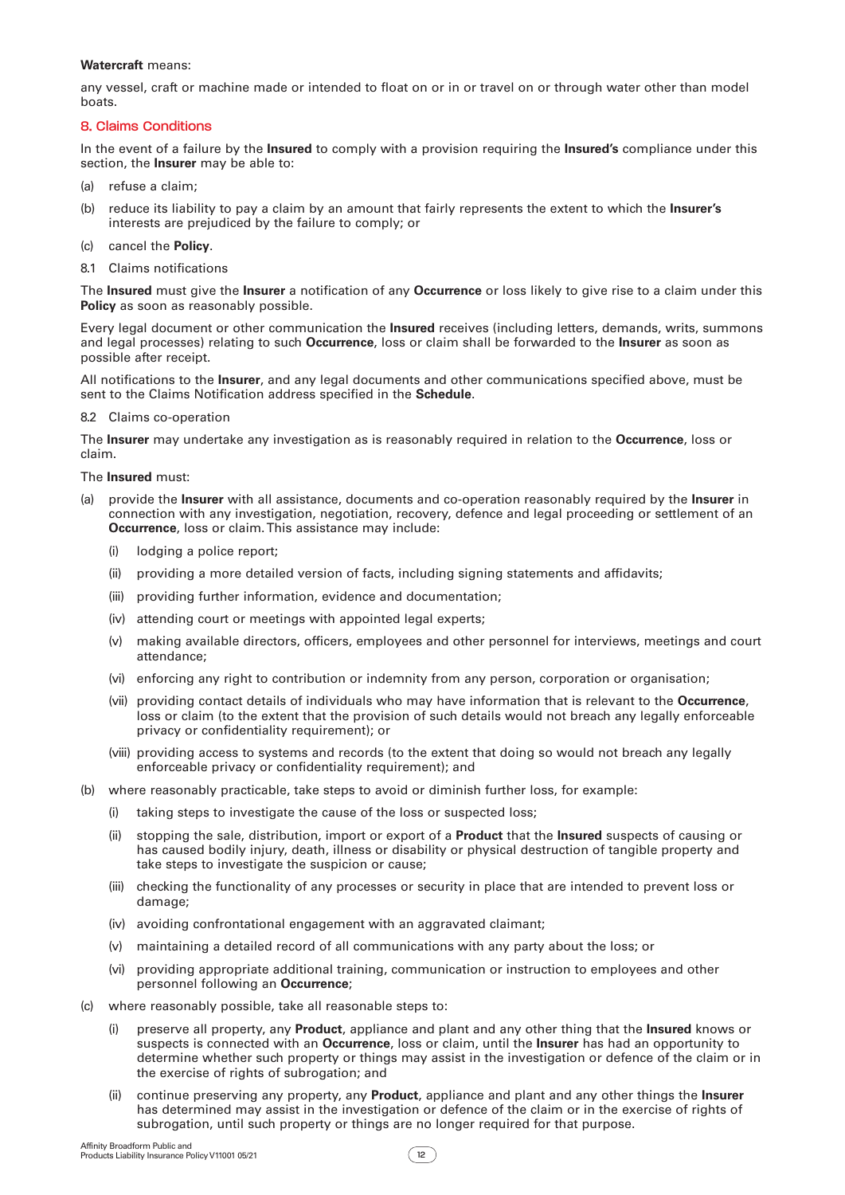**Watercraft** means:

any vessel, craft or machine made or intended to float on or in or travel on or through water other than model boats.

## 8. Claims Conditions

In the event of a failure by the **Insured** to comply with a provision requiring the **Insured's** compliance under this section, the **Insurer** may be able to:

(a) refuse a claim;

(b) reduce its liability to pay a claim by an amount that fairly represents the extent to which the **Insurer's** interests are prejudiced by the failure to comply; or

(c) cancel the **Policy**.

### 8.1 Claims notifications

The **Insured** must give the **Insurer** a notification of any **Occurrence** or loss likely to give rise to a claim under this **Policy** as soon as reasonably possible.

Every legal document or other communication the **Insured** receives (including letters, demands, writs, summons and legal processes) relating to such **Occurrence**, loss or claim shall be forwarded to the **Insurer** as soon as possible after receipt.

All notifications to the **Insurer**, and any legal documents and other communications specified above, must be sent to the Claims Notification address specified in the **Schedule**.

### 8.2 Claims co-operation

The **Insurer** may undertake any investigation as is reasonably required in relation to the **Occurrence**, loss or claim.

The **Insured** must:

(a) provide the **Insurer** with all assistance, documents and co-operation reasonably required by the **Insurer** in connection with any investigation, negotiation, recovery, defence and legal proceeding or settlement of an **Occurrence**, loss or claim. This assistance may include:

   (i) lodging a police report;

   (ii) providing a more detailed version of facts, including signing statements and affidavits;

   (iii) providing further information, evidence and documentation;

   (iv) attending court or meetings with appointed legal experts;

   (v) making available directors, officers, employees and other personnel for interviews, meetings and court attendance;

   (vi) enforcing any right to contribution or indemnity from any person, corporation or organisation;

   (vii) providing contact details of individuals who may have information that is relevant to the **Occurrence**, loss or claim (to the extent that the provision of such details would not breach any legally enforceable privacy or confidentiality requirement); or

   (viii) providing access to systems and records (to the extent that doing so would not breach any legally enforceable privacy or confidentiality requirement); and

(b) where reasonably practicable, take steps to avoid or diminish further loss, for example:

   (i) taking steps to investigate the cause of the loss or suspected loss;

   (ii) stopping the sale, distribution, import or export of a **Product** that the **Insured** suspects of causing or has caused bodily injury, death, illness or disability or physical destruction of tangible property and take steps to investigate the suspicion or cause;

   (iii) checking the functionality of any processes or security in place that are intended to prevent loss or damage;

   (iv) avoiding confrontational engagement with an aggravated claimant;

   (v) maintaining a detailed record of all communications with any party about the loss; or

   (vi) providing appropriate additional training, communication or instruction to employees and other personnel following an **Occurrence**;

(c) where reasonably possible, take all reasonable steps to:

   (i) preserve all property, any **Product**, appliance and plant and any other thing that the **Insured** knows or suspects is connected with an **Occurrence**, loss or claim, until the **Insurer** has had an opportunity to determine whether such property or things may assist in the investigation or defence of the claim or in the exercise of rights of subrogation; and

   (ii) continue preserving any property, any **Product**, appliance and plant and any other things the **Insurer** has determined may assist in the investigation or defence of the claim or in the exercise of rights of subrogation, until such property or things are no longer required for that purpose.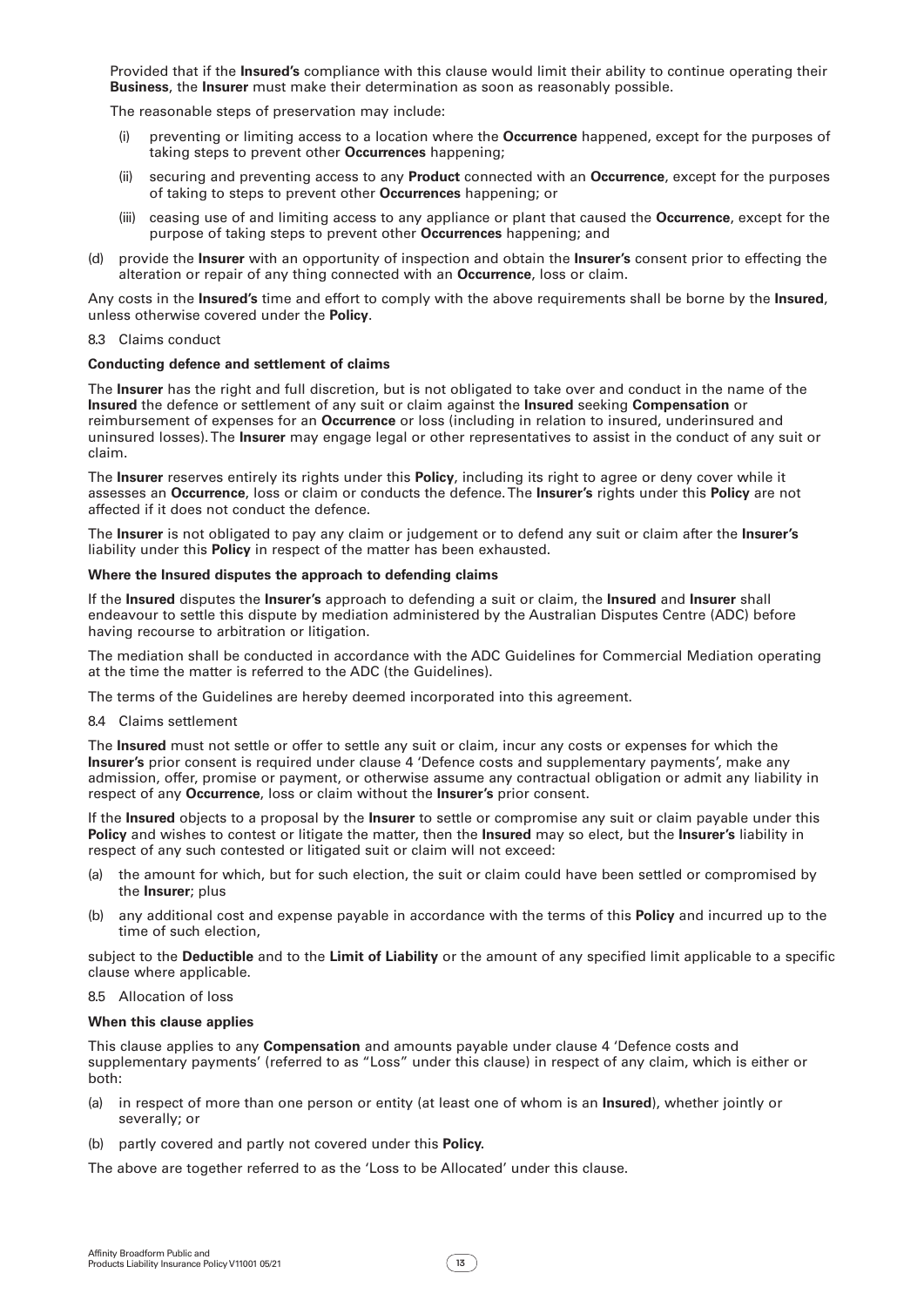Provided that if the **Insured's** compliance with this clause would limit their ability to continue operating their **Business**, the **Insurer** must make their determination as soon as reasonably possible.

The reasonable steps of preservation may include:

(i) preventing or limiting access to a location where the **Occurrence** happened, except for the purposes of taking steps to prevent other **Occurrences** happening;

(ii) securing and preventing access to any **Product** connected with an **Occurrence**, except for the purposes of taking to steps to prevent other **Occurrences** happening; or

(iii) ceasing use of and limiting access to any appliance or plant that caused the **Occurrence**, except for the purpose of taking steps to prevent other **Occurrences** happening; and

(d) provide the **Insurer** with an opportunity of inspection and obtain the **Insurer's** consent prior to effecting the alteration or repair of any thing connected with an **Occurrence**, loss or claim.

Any costs in the **Insured's** time and effort to comply with the above requirements shall be borne by the **Insured**, unless otherwise covered under the **Policy**.

8.3 Claims conduct

**Conducting defence and settlement of claims**

The **Insurer** has the right and full discretion, but is not obligated to take over and conduct in the name of the **Insured** the defence or settlement of any suit or claim against the **Insured** seeking **Compensation** or reimbursement of expenses for an **Occurrence** or loss (including in relation to insured, underinsured and uninsured losses). The **Insurer** may engage legal or other representatives to assist in the conduct of any suit or claim.

The **Insurer** reserves entirely its rights under this **Policy**, including its right to agree or deny cover while it assesses an **Occurrence**, loss or claim or conducts the defence. The **Insurer's** rights under this **Policy** are not affected if it does not conduct the defence.

The **Insurer** is not obligated to pay any claim or judgement or to defend any suit or claim after the **Insurer's** liability under this **Policy** in respect of the matter has been exhausted.

**Where the Insured disputes the approach to defending claims**

If the **Insured** disputes the **Insurer's** approach to defending a suit or claim, the **Insured** and **Insurer** shall endeavour to settle this dispute by mediation administered by the Australian Disputes Centre (ADC) before having recourse to arbitration or litigation.

The mediation shall be conducted in accordance with the ADC Guidelines for Commercial Mediation operating at the time the matter is referred to the ADC (the Guidelines).

The terms of the Guidelines are hereby deemed incorporated into this agreement.

8.4 Claims settlement

The **Insured** must not settle or offer to settle any suit or claim, incur any costs or expenses for which the **Insurer's** prior consent is required under clause 4 'Defence costs and supplementary payments', make any admission, offer, promise or payment, or otherwise assume any contractual obligation or admit any liability in respect of any **Occurrence**, loss or claim without the **Insurer's** prior consent.

If the **Insured** objects to a proposal by the **Insurer** to settle or compromise any suit or claim payable under this **Policy** and wishes to contest or litigate the matter, then the **Insured** may so elect, but the **Insurer's** liability in respect of any such contested or litigated suit or claim will not exceed:

(a) the amount for which, but for such election, the suit or claim could have been settled or compromised by the **Insurer**; plus

(b) any additional cost and expense payable in accordance with the terms of this **Policy** and incurred up to the time of such election,

subject to the **Deductible** and to the **Limit of Liability** or the amount of any specified limit applicable to a specific clause where applicable.

8.5 Allocation of loss

**When this clause applies**

This clause applies to any **Compensation** and amounts payable under clause 4 'Defence costs and supplementary payments' (referred to as "Loss" under this clause) in respect of any claim, which is either or both:

(a) in respect of more than one person or entity (at least one of whom is an **Insured**), whether jointly or severally; or

(b) partly covered and partly not covered under this **Policy.**

The above are together referred to as the 'Loss to be Allocated' under this clause.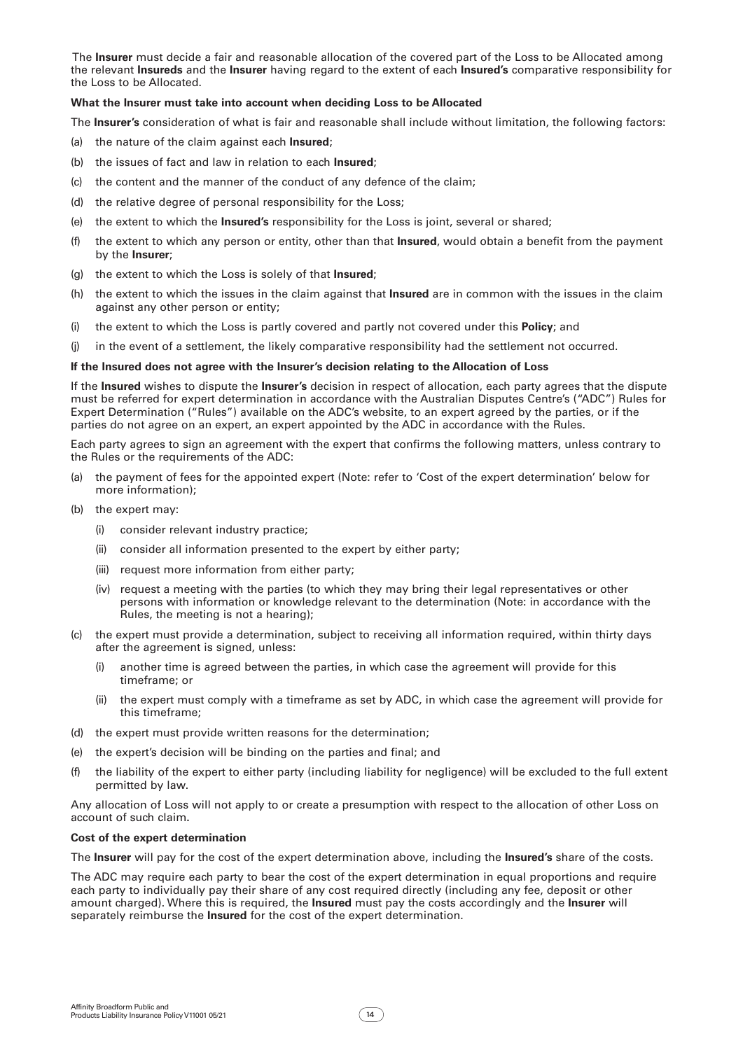The **Insurer** must decide a fair and reasonable allocation of the covered part of the Loss to be Allocated among the relevant **Insureds** and the **Insurer** having regard to the extent of each **Insured's** comparative responsibility for the Loss to be Allocated.

**What the Insurer must take into account when deciding Loss to be Allocated**

The **Insurer's** consideration of what is fair and reasonable shall include without limitation, the following factors:

(a) the nature of the claim against each **Insured**;

(b) the issues of fact and law in relation to each **Insured**;

(c) the content and the manner of the conduct of any defence of the claim;

(d) the relative degree of personal responsibility for the Loss;

(e) the extent to which the **Insured's** responsibility for the Loss is joint, several or shared;

(f) the extent to which any person or entity, other than that **Insured**, would obtain a benefit from the payment by the **Insurer**;

(g) the extent to which the Loss is solely of that **Insured**;

(h) the extent to which the issues in the claim against that **Insured** are in common with the issues in the claim against any other person or entity;

(i) the extent to which the Loss is partly covered and partly not covered under this **Policy**; and

(j) in the event of a settlement, the likely comparative responsibility had the settlement not occurred.

**If the Insured does not agree with the Insurer's decision relating to the Allocation of Loss**

If the **Insured** wishes to dispute the **Insurer's** decision in respect of allocation, each party agrees that the dispute must be referred for expert determination in accordance with the Australian Disputes Centre's ("ADC") Rules for Expert Determination ("Rules") available on the ADC's website, to an expert agreed by the parties, or if the parties do not agree on an expert, an expert appointed by the ADC in accordance with the Rules.

Each party agrees to sign an agreement with the expert that confirms the following matters, unless contrary to the Rules or the requirements of the ADC:

(a) the payment of fees for the appointed expert (Note: refer to 'Cost of the expert determination' below for more information);

(b) the expert may:

   (i) consider relevant industry practice;

   (ii) consider all information presented to the expert by either party;

   (iii) request more information from either party;

   (iv) request a meeting with the parties (to which they may bring their legal representatives or other persons with information or knowledge relevant to the determination (Note: in accordance with the Rules, the meeting is not a hearing);

(c) the expert must provide a determination, subject to receiving all information required, within thirty days after the agreement is signed, unless:

   (i) another time is agreed between the parties, in which case the agreement will provide for this timeframe; or

   (ii) the expert must comply with a timeframe as set by ADC, in which case the agreement will provide for this timeframe;

(d) the expert must provide written reasons for the determination;

(e) the expert's decision will be binding on the parties and final; and

(f) the liability of the expert to either party (including liability for negligence) will be excluded to the full extent permitted by law.

Any allocation of Loss will not apply to or create a presumption with respect to the allocation of other Loss on account of such claim.

**Cost of the expert determination**

The **Insurer** will pay for the cost of the expert determination above, including the **Insured's** share of the costs.

The ADC may require each party to bear the cost of the expert determination in equal proportions and require each party to individually pay their share of any cost required directly (including any fee, deposit or other amount charged). Where this is required, the **Insured** must pay the costs accordingly and the **Insurer** will separately reimburse the **Insured** for the cost of the expert determination.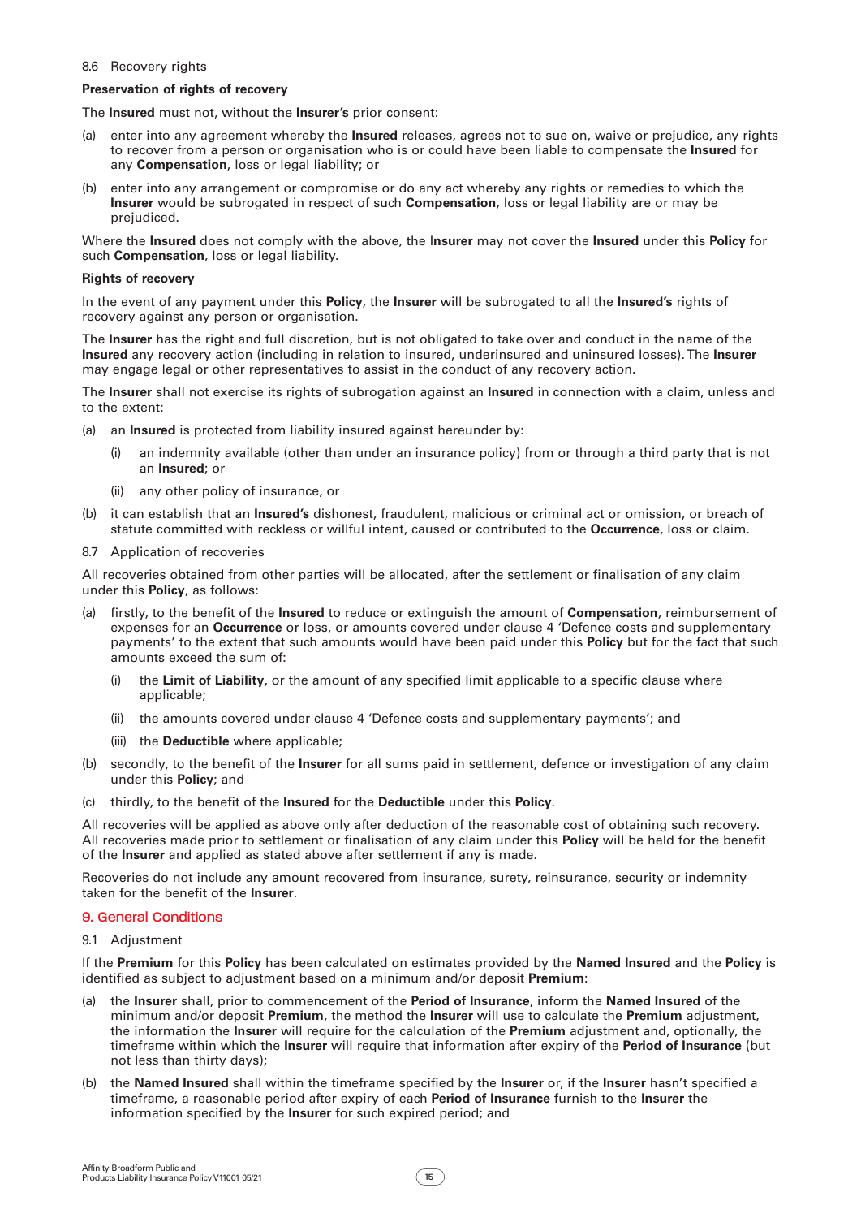### 8.6 Recovery rights

**Preservation of rights of recovery**

The **Insured** must not, without the **Insurer's** prior consent:

(a) enter into any agreement whereby the **Insured** releases, agrees not to sue on, waive or prejudice, any rights to recover from a person or organisation who is or could have been liable to compensate the **Insured** for any **Compensation**, loss or legal liability; or

(b) enter into any arrangement or compromise or do any act whereby any rights or remedies to which the **Insurer** would be subrogated in respect of such **Compensation**, loss or legal liability are or may be prejudiced.

Where the **Insured** does not comply with the above, the **Insurer** may not cover the **Insured** under this **Policy** for such **Compensation**, loss or legal liability.

**Rights of recovery**

In the event of any payment under this **Policy**, the **Insurer** will be subrogated to all the **Insured's** rights of recovery against any person or organisation.

The **Insurer** has the right and full discretion, but is not obligated to take over and conduct in the name of the **Insured** any recovery action (including in relation to insured, underinsured and uninsured losses). The **Insurer** may engage legal or other representatives to assist in the conduct of any recovery action.

The **Insurer** shall not exercise its rights of subrogation against an **Insured** in connection with a claim, unless and to the extent:

(a) an **Insured** is protected from liability insured against hereunder by:

   (i) an indemnity available (other than under an insurance policy) from or through a third party that is not an **Insured**; or

   (ii) any other policy of insurance, or

(b) it can establish that an **Insured's** dishonest, fraudulent, malicious or criminal act or omission, or breach of statute committed with reckless or willful intent, caused or contributed to the **Occurrence**, loss or claim.

### 8.7 Application of recoveries

All recoveries obtained from other parties will be allocated, after the settlement or finalisation of any claim under this **Policy**, as follows:

(a) firstly, to the benefit of the **Insured** to reduce or extinguish the amount of **Compensation**, reimbursement of expenses for an **Occurrence** or loss, or amounts covered under clause 4 'Defence costs and supplementary payments' to the extent that such amounts would have been paid under this **Policy** but for the fact that such amounts exceed the sum of:

   (i) the **Limit of Liability**, or the amount of any specified limit applicable to a specific clause where applicable;

   (ii) the amounts covered under clause 4 'Defence costs and supplementary payments'; and

   (iii) the **Deductible** where applicable;

(b) secondly, to the benefit of the **Insurer** for all sums paid in settlement, defence or investigation of any claim under this **Policy**; and

(c) thirdly, to the benefit of the **Insured** for the **Deductible** under this **Policy**.

All recoveries will be applied as above only after deduction of the reasonable cost of obtaining such recovery. All recoveries made prior to settlement or finalisation of any claim under this **Policy** will be held for the benefit of the **Insurer** and applied as stated above after settlement if any is made.

Recoveries do not include any amount recovered from insurance, surety, reinsurance, security or indemnity taken for the benefit of the **Insurer**.

## 9. General Conditions

### 9.1 Adjustment

If the **Premium** for this **Policy** has been calculated on estimates provided by the **Named Insured** and the **Policy** is identified as subject to adjustment based on a minimum and/or deposit **Premium**:

(a) the **Insurer** shall, prior to commencement of the **Period of Insurance**, inform the **Named Insured** of the minimum and/or deposit **Premium**, the method the **Insurer** will use to calculate the **Premium** adjustment, the information the **Insurer** will require for the calculation of the **Premium** adjustment and, optionally, the timeframe within which the **Insurer** will require that information after expiry of the **Period of Insurance** (but not less than thirty days);

(b) the **Named Insured** shall within the timeframe specified by the **Insurer** or, if the **Insurer** hasn't specified a timeframe, a reasonable period after expiry of each **Period of Insurance** furnish to the **Insurer** the information specified by the **Insurer** for such expired period; and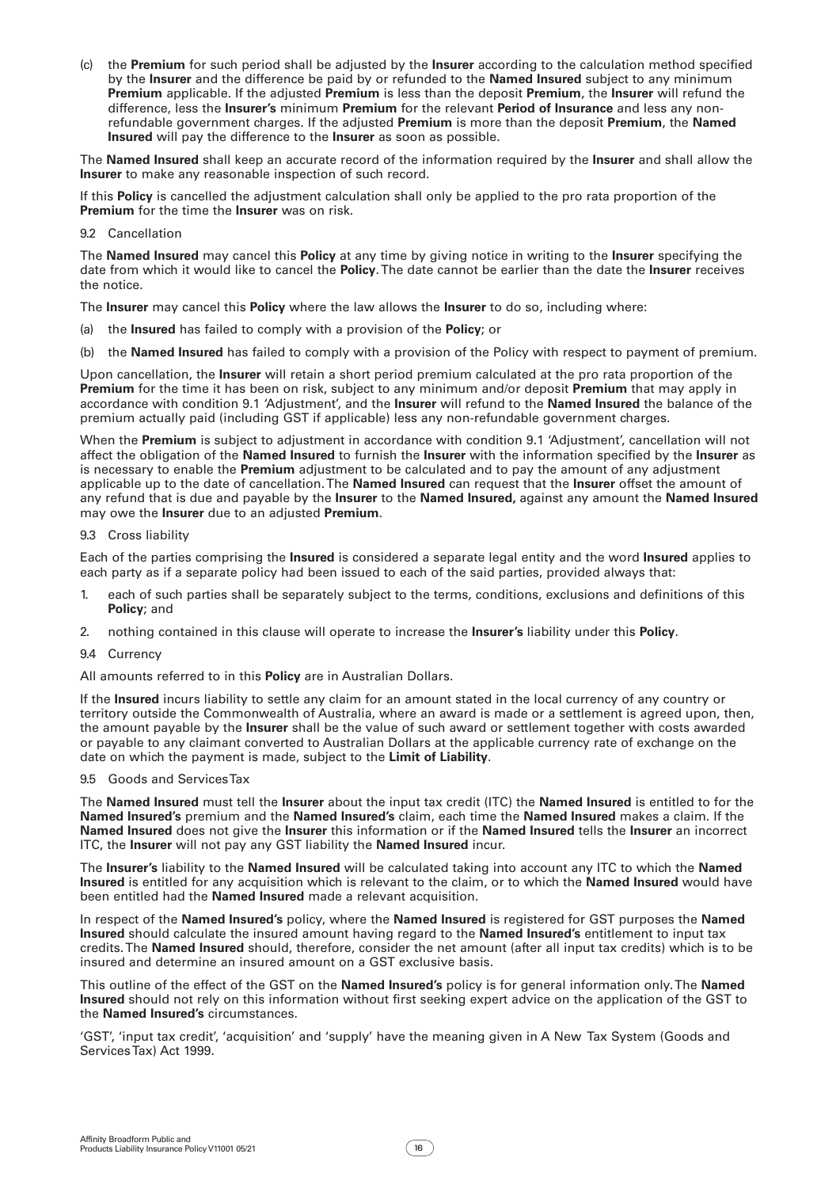(c) the **Premium** for such period shall be adjusted by the **Insurer** according to the calculation method specified by the **Insurer** and the difference be paid by or refunded to the **Named Insured** subject to any minimum **Premium** applicable. If the adjusted **Premium** is less than the deposit **Premium**, the **Insurer** will refund the difference, less the **Insurer's** minimum **Premium** for the relevant **Period of Insurance** and less any non-refundable government charges. If the adjusted **Premium** is more than the deposit **Premium**, the **Named Insured** will pay the difference to the **Insurer** as soon as possible.

The **Named Insured** shall keep an accurate record of the information required by the **Insurer** and shall allow the **Insurer** to make any reasonable inspection of such record.

If this **Policy** is cancelled the adjustment calculation shall only be applied to the pro rata proportion of the **Premium** for the time the **Insurer** was on risk.

9.2 Cancellation

The **Named Insured** may cancel this **Policy** at any time by giving notice in writing to the **Insurer** specifying the date from which it would like to cancel the **Policy**. The date cannot be earlier than the date the **Insurer** receives the notice.

The **Insurer** may cancel this **Policy** where the law allows the **Insurer** to do so, including where:

(a) the **Insured** has failed to comply with a provision of the **Policy**; or

(b) the **Named Insured** has failed to comply with a provision of the Policy with respect to payment of premium.

Upon cancellation, the **Insurer** will retain a short period premium calculated at the pro rata proportion of the **Premium** for the time it has been on risk, subject to any minimum and/or deposit **Premium** that may apply in accordance with condition 9.1 'Adjustment', and the **Insurer** will refund to the **Named Insured** the balance of the premium actually paid (including GST if applicable) less any non-refundable government charges.

When the **Premium** is subject to adjustment in accordance with condition 9.1 'Adjustment', cancellation will not affect the obligation of the **Named Insured** to furnish the **Insurer** with the information specified by the **Insurer** as is necessary to enable the **Premium** adjustment to be calculated and to pay the amount of any adjustment applicable up to the date of cancellation. The **Named Insured** can request that the **Insurer** offset the amount of any refund that is due and payable by the **Insurer** to the **Named Insured,** against any amount the **Named Insured** may owe the **Insurer** due to an adjusted **Premium**.

9.3 Cross liability

Each of the parties comprising the **Insured** is considered a separate legal entity and the word **Insured** applies to each party as if a separate policy had been issued to each of the said parties, provided always that:

1. each of such parties shall be separately subject to the terms, conditions, exclusions and definitions of this **Policy**; and
2. nothing contained in this clause will operate to increase the **Insurer's** liability under this **Policy**.

9.4 Currency

All amounts referred to in this **Policy** are in Australian Dollars.

If the **Insured** incurs liability to settle any claim for an amount stated in the local currency of any country or territory outside the Commonwealth of Australia, where an award is made or a settlement is agreed upon, then, the amount payable by the **Insurer** shall be the value of such award or settlement together with costs awarded or payable to any claimant converted to Australian Dollars at the applicable currency rate of exchange on the date on which the payment is made, subject to the **Limit of Liability**.

9.5 Goods and Services Tax

The **Named Insured** must tell the **Insurer** about the input tax credit (ITC) the **Named Insured** is entitled to for the **Named Insured's** premium and the **Named Insured's** claim, each time the **Named Insured** makes a claim. If the **Named Insured** does not give the **Insurer** this information or if the **Named Insured** tells the **Insurer** an incorrect ITC, the **Insurer** will not pay any GST liability the **Named Insured** incur.

The **Insurer's** liability to the **Named Insured** will be calculated taking into account any ITC to which the **Named Insured** is entitled for any acquisition which is relevant to the claim, or to which the **Named Insured** would have been entitled had the **Named Insured** made a relevant acquisition.

In respect of the **Named Insured's** policy, where the **Named Insured** is registered for GST purposes the **Named Insured** should calculate the insured amount having regard to the **Named Insured's** entitlement to input tax credits. The **Named Insured** should, therefore, consider the net amount (after all input tax credits) which is to be insured and determine an insured amount on a GST exclusive basis.

This outline of the effect of the GST on the **Named Insured's** policy is for general information only. The **Named Insured** should not rely on this information without first seeking expert advice on the application of the GST to the **Named Insured's** circumstances.

'GST', 'input tax credit', 'acquisition' and 'supply' have the meaning given in A New Tax System (Goods and Services Tax) Act 1999.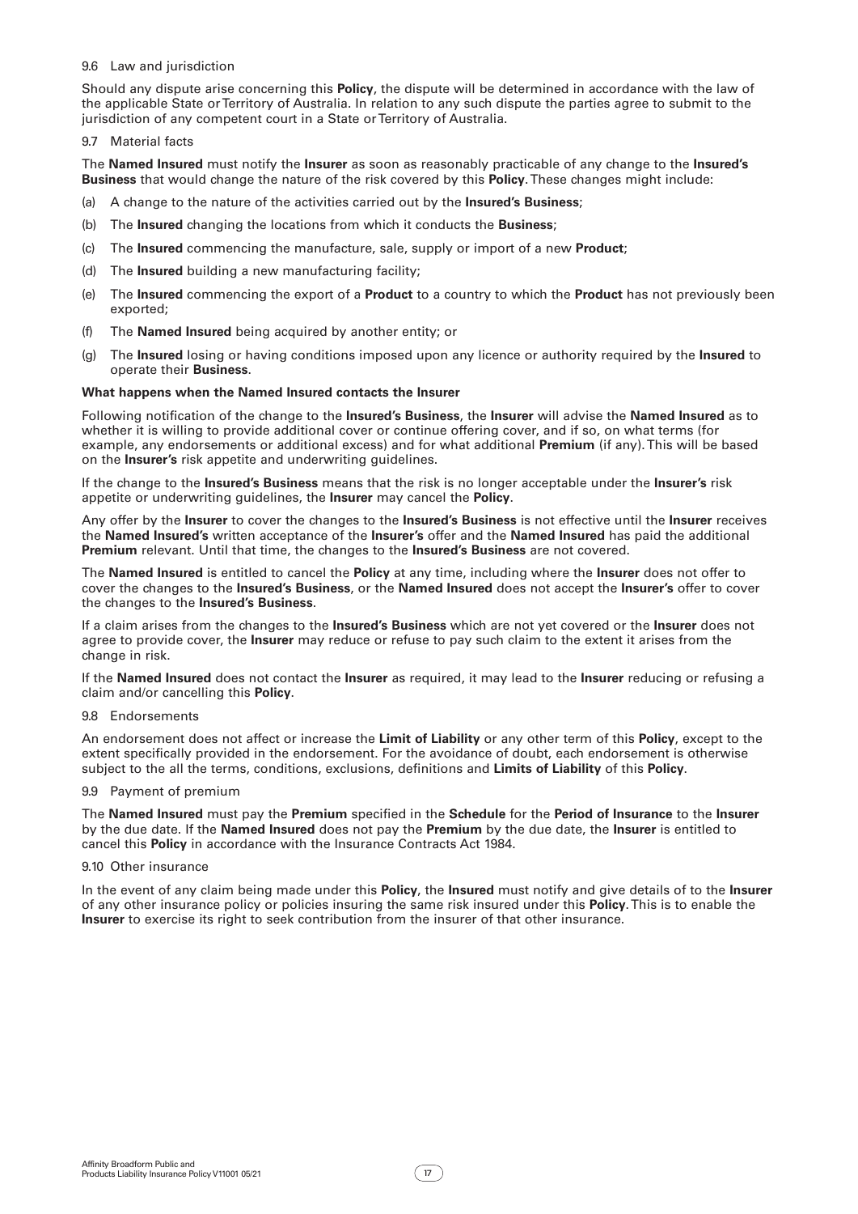9.6 Law and jurisdiction

Should any dispute arise concerning this **Policy**, the dispute will be determined in accordance with the law of the applicable State or Territory of Australia. In relation to any such dispute the parties agree to submit to the jurisdiction of any competent court in a State or Territory of Australia.

9.7 Material facts

The **Named Insured** must notify the **Insurer** as soon as reasonably practicable of any change to the **Insured's Business** that would change the nature of the risk covered by this **Policy**. These changes might include:

(a) A change to the nature of the activities carried out by the **Insured's Business**;

(b) The **Insured** changing the locations from which it conducts the **Business**;

(c) The **Insured** commencing the manufacture, sale, supply or import of a new **Product**;

(d) The **Insured** building a new manufacturing facility;

(e) The **Insured** commencing the export of a **Product** to a country to which the **Product** has not previously been exported;

(f) The **Named Insured** being acquired by another entity; or

(g) The **Insured** losing or having conditions imposed upon any licence or authority required by the **Insured** to operate their **Business**.

**What happens when the Named Insured contacts the Insurer**

Following notification of the change to the **Insured's Business**, the **Insurer** will advise the **Named Insured** as to whether it is willing to provide additional cover or continue offering cover, and if so, on what terms (for example, any endorsements or additional excess) and for what additional **Premium** (if any). This will be based on the **Insurer's** risk appetite and underwriting guidelines.

If the change to the **Insured's Business** means that the risk is no longer acceptable under the **Insurer's** risk appetite or underwriting guidelines, the **Insurer** may cancel the **Policy**.

Any offer by the **Insurer** to cover the changes to the **Insured's Business** is not effective until the **Insurer** receives the **Named Insured's** written acceptance of the **Insurer's** offer and the **Named Insured** has paid the additional **Premium** relevant. Until that time, the changes to the **Insured's Business** are not covered.

The **Named Insured** is entitled to cancel the **Policy** at any time, including where the **Insurer** does not offer to cover the changes to the **Insured's Business**, or the **Named Insured** does not accept the **Insurer's** offer to cover the changes to the **Insured's Business**.

If a claim arises from the changes to the **Insured's Business** which are not yet covered or the **Insurer** does not agree to provide cover, the **Insurer** may reduce or refuse to pay such claim to the extent it arises from the change in risk.

If the **Named Insured** does not contact the **Insurer** as required, it may lead to the **Insurer** reducing or refusing a claim and/or cancelling this **Policy**.

9.8 Endorsements

An endorsement does not affect or increase the **Limit of Liability** or any other term of this **Policy**, except to the extent specifically provided in the endorsement. For the avoidance of doubt, each endorsement is otherwise subject to the all the terms, conditions, exclusions, definitions and **Limits of Liability** of this **Policy**.

9.9 Payment of premium

The **Named Insured** must pay the **Premium** specified in the **Schedule** for the **Period of Insurance** to the **Insurer** by the due date. If the **Named Insured** does not pay the **Premium** by the due date, the **Insurer** is entitled to cancel this **Policy** in accordance with the Insurance Contracts Act 1984.

9.10 Other insurance

In the event of any claim being made under this **Policy**, the **Insured** must notify and give details of to the **Insurer** of any other insurance policy or policies insuring the same risk insured under this **Policy**. This is to enable the **Insurer** to exercise its right to seek contribution from the insurer of that other insurance.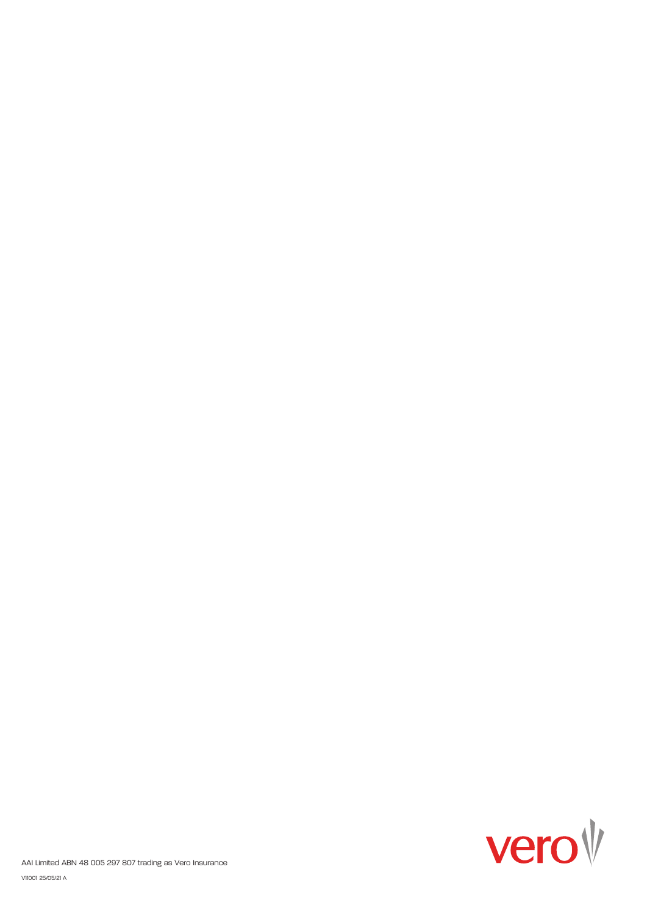AAI Limited ABN 48 005 297 807 trading as Vero Insurance

VI1001 25/05/21 A